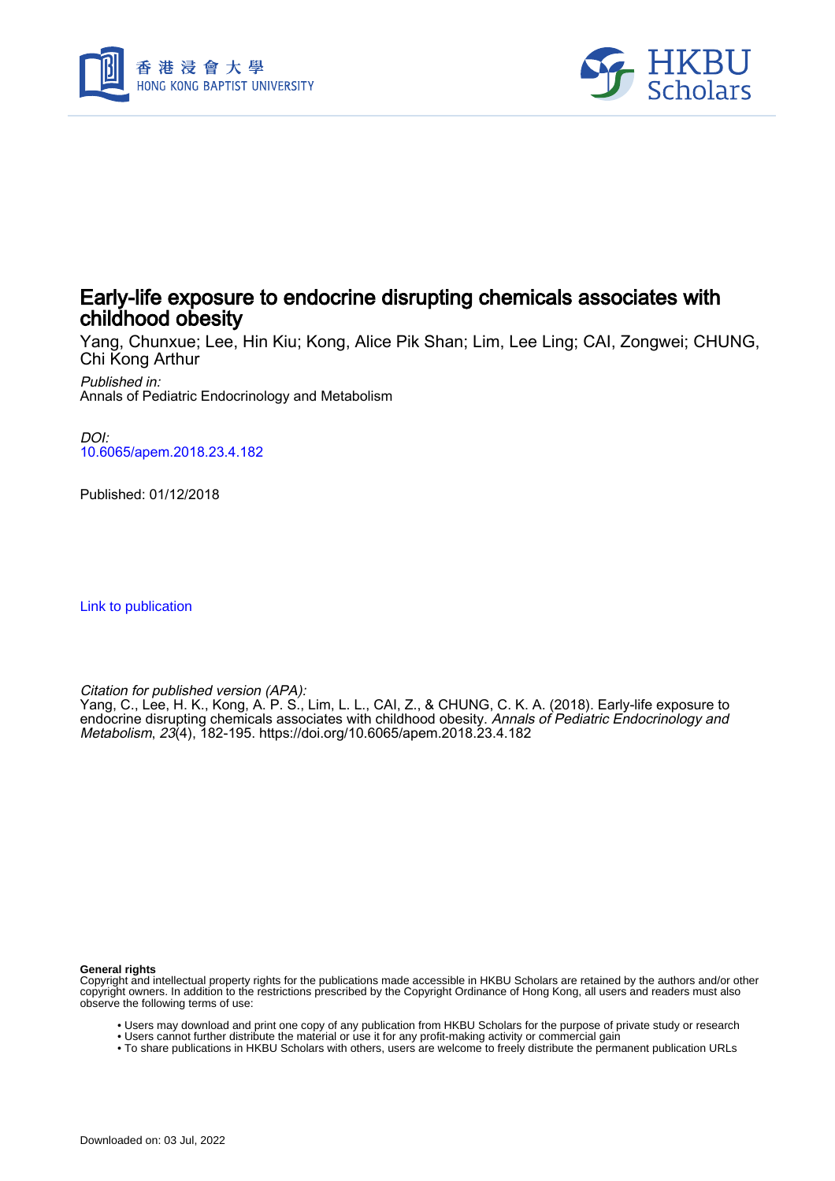# Early-life exposure to endocrine disrupting chemicals associates with childhood obesity

Yang, Chunxue; Lee, Hin Kiu; Kong, Alice Pik Shan; Lim, Lee Ling; CAI, Zongwei; CHUNG, Chi Kong Arthur

*Published in:*
Annals of Pediatric Endocrinology and Metabolism

*DOI:*
10.6065/apem.2018.23.4.182

Published: 01/12/2018

Link to publication

*Citation for published version (APA):*
Yang, C., Lee, H. K., Kong, A. P. S., Lim, L. L., CAI, Z., & CHUNG, C. K. A. (2018). Early-life exposure to endocrine disrupting chemicals associates with childhood obesity. *Annals of Pediatric Endocrinology and Metabolism*, *23*(4), 182-195. https://doi.org/10.6065/apem.2018.23.4.182

**General rights**
Copyright and intellectual property rights for the publications made accessible in HKBU Scholars are retained by the authors and/or other copyright owners. In addition to the restrictions prescribed by the Copyright Ordinance of Hong Kong, all users and readers must also observe the following terms of use:

- Users may download and print one copy of any publication from HKBU Scholars for the purpose of private study or research
- Users cannot further distribute the material or use it for any profit-making activity or commercial gain
- To share publications in HKBU Scholars with others, users are welcome to freely distribute the permanent publication URLs

Downloaded on: 03 Jul, 2022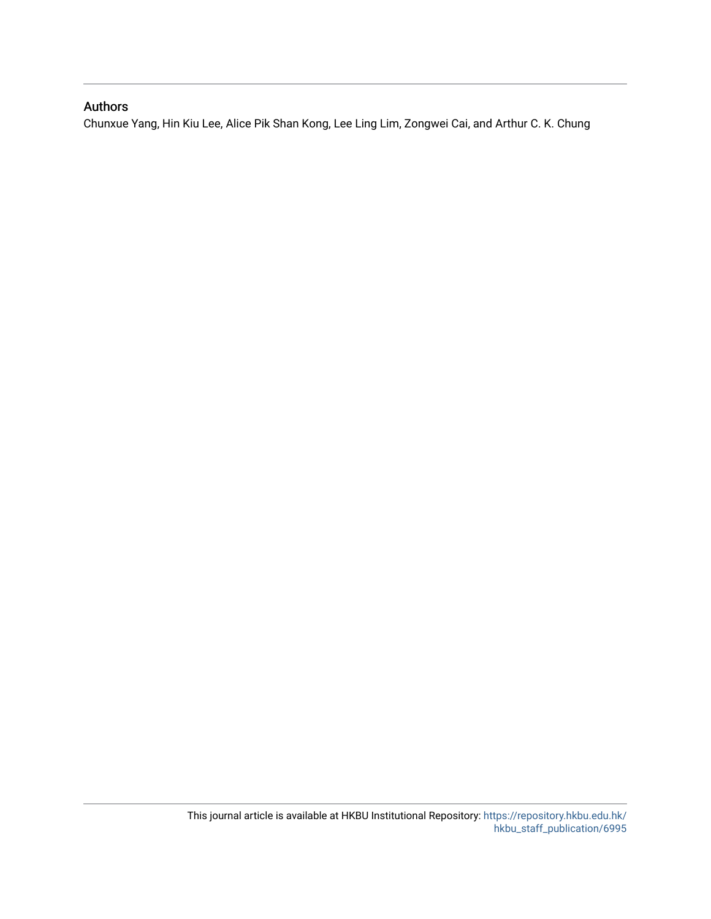## Authors

Chunxue Yang, Hin Kiu Lee, Alice Pik Shan Kong, Lee Ling Lim, Zongwei Cai, and Arthur C. K. Chung

This journal article is available at HKBU Institutional Repository: https://repository.hkbu.edu.hk/hkbu_staff_publication/6995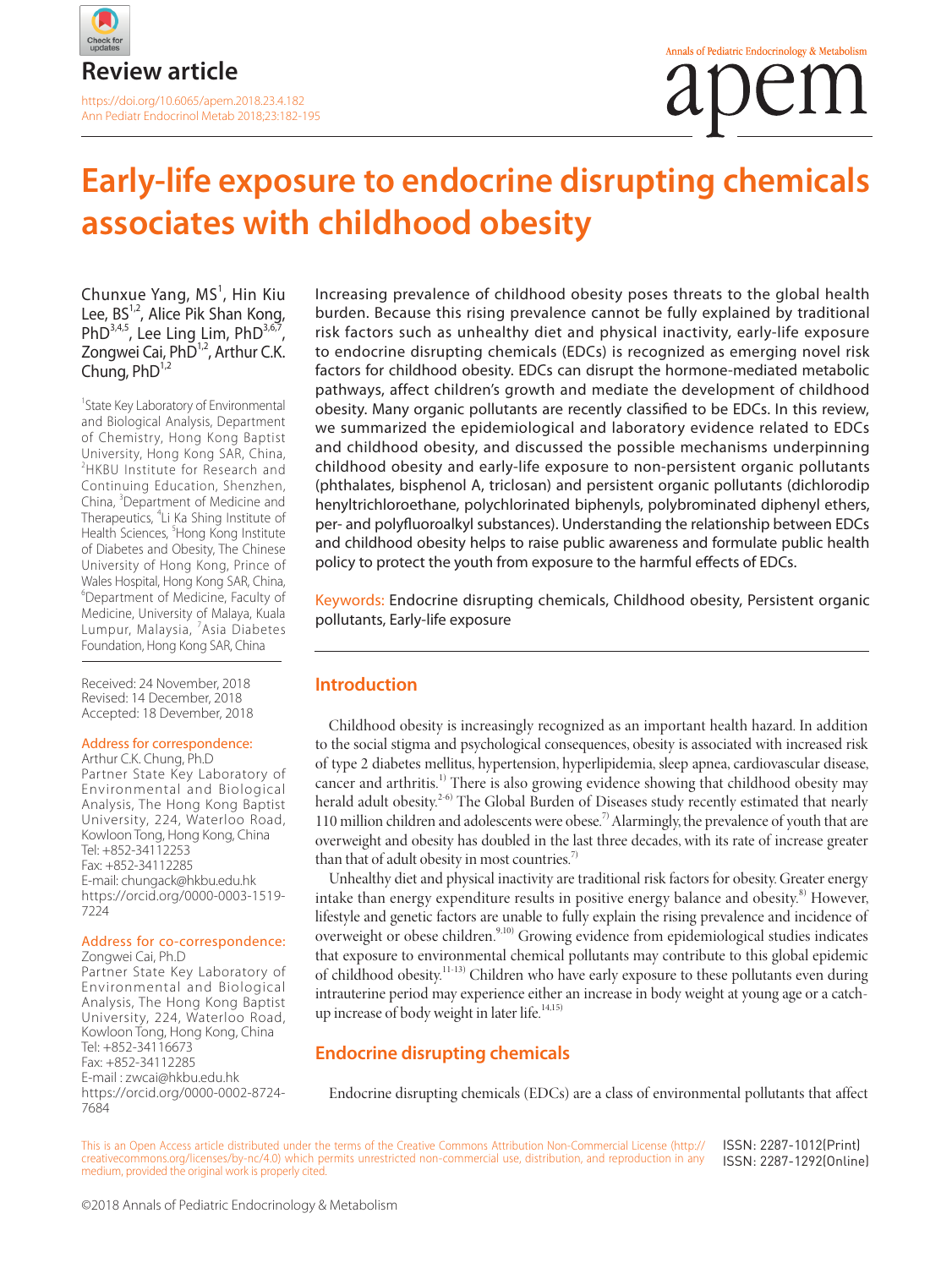# Review article

https://doi.org/10.6065/apem.2018.23.4.182

# Early-life exposure to endocrine disrupting chemicals associates with childhood obesity

Chunxue Yang, MS[1], Hin Kiu Lee, BS[1,2], Alice Pik Shan Kong, PhD[3,4,5], Lee Ling Lim, PhD[3,6,7], Zongwei Cai, PhD[1,2], Arthur C.K. Chung, PhD[1,2]

[1]State Key Laboratory of Environmental and Biological Analysis, Department of Chemistry, Hong Kong Baptist University, Hong Kong SAR, China, [2]HKBU Institute for Research and Continuing Education, Shenzhen, China, [3]Department of Medicine and Therapeutics, [4]Li Ka Shing Institute of Health Sciences, [5]Hong Kong Institute of Diabetes and Obesity, The Chinese University of Hong Kong, Prince of Wales Hospital, Hong Kong SAR, China, [6]Department of Medicine, Faculty of Medicine, University of Malaya, Kuala Lumpur, Malaysia, [7]Asia Diabetes Foundation, Hong Kong SAR, China

Received: 24 November, 2018
Revised: 14 December, 2018
Accepted: 18 Devember, 2018

Address for correspondence:
Arthur C.K. Chung, Ph.D
Partner State Key Laboratory of Environmental and Biological Analysis, The Hong Kong Baptist University, 224, Waterloo Road, Kowloon Tong, Hong Kong, China
Tel: +852-34112253
Fax: +852-34112285
E-mail: chungack@hkbu.edu.hk
https://orcid.org/0000-0003-1519-7224

Address for co-correspondence:
Zongwei Cai, Ph.D
Partner State Key Laboratory of Environmental and Biological Analysis, The Hong Kong Baptist University, 224, Waterloo Road, Kowloon Tong, Hong Kong, China
Tel: +852-34116673
Fax: +852-34112285
E-mail : zwcai@hkbu.edu.hk
https://orcid.org/0000-0002-8724-7684

Increasing prevalence of childhood obesity poses threats to the global health burden. Because this rising prevalence cannot be fully explained by traditional risk factors such as unhealthy diet and physical inactivity, early-life exposure to endocrine disrupting chemicals (EDCs) is recognized as emerging novel risk factors for childhood obesity. EDCs can disrupt the hormone-mediated metabolic pathways, affect children's growth and mediate the development of childhood obesity. Many organic pollutants are recently classified to be EDCs. In this review, we summarized the epidemiological and laboratory evidence related to EDCs and childhood obesity, and discussed the possible mechanisms underpinning childhood obesity and early-life exposure to non-persistent organic pollutants (phthalates, bisphenol A, triclosan) and persistent organic pollutants (dichlorodiphenyltrichloroethane, polychlorinated biphenyls, polybrominated diphenyl ethers, per- and polyfluoroalkyl substances). Understanding the relationship between EDCs and childhood obesity helps to raise public awareness and formulate public health policy to protect the youth from exposure to the harmful effects of EDCs.

Keywords: Endocrine disrupting chemicals, Childhood obesity, Persistent organic pollutants, Early-life exposure

## Introduction

Childhood obesity is increasingly recognized as an important health hazard. In addition to the social stigma and psychological consequences, obesity is associated with increased risk of type 2 diabetes mellitus, hypertension, hyperlipidemia, sleep apnea, cardiovascular disease, cancer and arthritis.[1)] There is also growing evidence showing that childhood obesity may herald adult obesity.[2-6)] The Global Burden of Diseases study recently estimated that nearly 110 million children and adolescents were obese.[7)] Alarmingly, the prevalence of youth that are overweight and obesity has doubled in the last three decades, with its rate of increase greater than that of adult obesity in most countries.[7)]

Unhealthy diet and physical inactivity are traditional risk factors for obesity. Greater energy intake than energy expenditure results in positive energy balance and obesity.[8)] However, lifestyle and genetic factors are unable to fully explain the rising prevalence and incidence of overweight or obese children.[9,10)] Growing evidence from epidemiological studies indicates that exposure to environmental chemical pollutants may contribute to this global epidemic of childhood obesity.[11-13)] Children who have early exposure to these pollutants even during intrauterine period may experience either an increase in body weight at young age or a catch-up increase of body weight in later life.[14,15)]

## Endocrine disrupting chemicals

Endocrine disrupting chemicals (EDCs) are a class of environmental pollutants that affect

This is an Open Access article distributed under the terms of the Creative Commons Attribution Non-Commercial License (http://creativecommons.org/licenses/by-nc/4.0) which permits unrestricted non-commercial use, distribution, and reproduction in any medium, provided the original work is properly cited.

ISSN: 2287-1012(Print)
ISSN: 2287-1292(Online)

©2018 Annals of Pediatric Endocrinology & Metabolism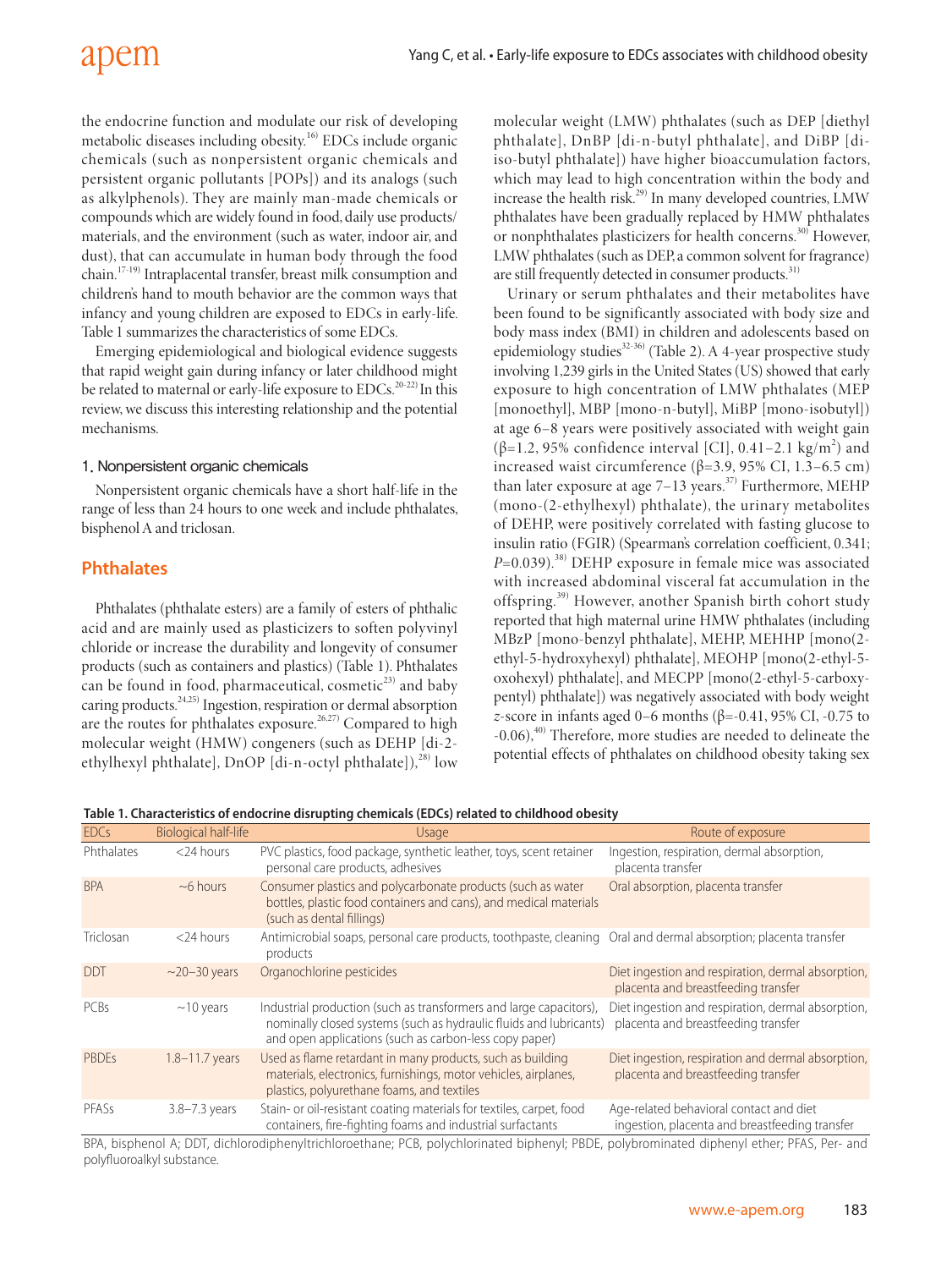the endocrine function and modulate our risk of developing metabolic diseases including obesity.[16] EDCs include organic chemicals (such as nonpersistent organic chemicals and persistent organic pollutants [POPs]) and its analogs (such as alkylphenols). They are mainly man-made chemicals or compounds which are widely found in food, daily use products/materials, and the environment (such as water, indoor air, and dust), that can accumulate in human body through the food chain.[17-19] Intraplacental transfer, breast milk consumption and children's hand to mouth behavior are the common ways that infancy and young children are exposed to EDCs in early-life. Table 1 summarizes the characteristics of some EDCs.

Emerging epidemiological and biological evidence suggests that rapid weight gain during infancy or later childhood might be related to maternal or early-life exposure to EDCs.[20-22] In this review, we discuss this interesting relationship and the potential mechanisms.

### 1. Nonpersistent organic chemicals

Nonpersistent organic chemicals have a short half-life in the range of less than 24 hours to one week and include phthalates, bisphenol A and triclosan.

## Phthalates

Phthalates (phthalate esters) are a family of esters of phthalic acid and are mainly used as plasticizers to soften polyvinyl chloride or increase the durability and longevity of consumer products (such as containers and plastics) (Table 1). Phthalates can be found in food, pharmaceutical, cosmetic[23] and baby caring products.[24,25] Ingestion, respiration or dermal absorption are the routes for phthalates exposure.[26,27] Compared to high molecular weight (HMW) congeners (such as DEHP [di-2-ethylhexyl phthalate], DnOP [di-n-octyl phthalate]),[28] low molecular weight (LMW) phthalates (such as DEP [diethyl phthalate], DnBP [di-n-butyl phthalate], and DiBP [di-iso-butyl phthalate]) have higher bioaccumulation factors, which may lead to high concentration within the body and increase the health risk.[29] In many developed countries, LMW phthalates have been gradually replaced by HMW phthalates or nonphthalates plasticizers for health concerns.[30] However, LMW phthalates (such as DEP, a common solvent for fragrance) are still frequently detected in consumer products.[31]

Urinary or serum phthalates and their metabolites have been found to be significantly associated with body size and body mass index (BMI) in children and adolescents based on epidemiology studies[32-36] (Table 2). A 4-year prospective study involving 1,239 girls in the United States (US) showed that early exposure to high concentration of LMW phthalates (MEP [monoethyl], MBP [mono-n-butyl], MiBP [mono-isobutyl]) at age 6–8 years were positively associated with weight gain (β=1.2, 95% confidence interval [CI], 0.41–2.1 kg/m$^2$) and increased waist circumference (β=3.9, 95% CI, 1.3–6.5 cm) than later exposure at age 7–13 years.[37] Furthermore, MEHP (mono-(2-ethylhexyl) phthalate), the urinary metabolites of DEHP, were positively correlated with fasting glucose to insulin ratio (FGIR) (Spearman's correlation coefficient, 0.341; $P$=0.039).[38] DEHP exposure in female mice was associated with increased abdominal visceral fat accumulation in the offspring.[39] However, another Spanish birth cohort study reported that high maternal urine HMW phthalates (including MBzP [mono-benzyl phthalate], MEHP, MEHHP [mono(2-ethyl-5-hydroxyhexyl) phthalate], MEOHP [mono(2-ethyl-5-oxohexyl) phthalate], and MECPP [mono(2-ethyl-5-carboxypentyl) phthalate]) was negatively associated with body weight $z$-score in infants aged 0–6 months (β=-0.41, 95% CI, -0.75 to -0.06),[40] Therefore, more studies are needed to delineate the potential effects of phthalates on childhood obesity taking sex

**Table 1. Characteristics of endocrine disrupting chemicals (EDCs) related to childhood obesity**

| EDCs | Biological half-life | Usage | Route of exposure |
|---|---|---|---|
| Phthalates | <24 hours | PVC plastics, food package, synthetic leather, toys, scent retainer personal care products, adhesives | Ingestion, respiration, dermal absorption, placenta transfer |
| BPA | ~6 hours | Consumer plastics and polycarbonate products (such as water bottles, plastic food containers and cans), and medical materials (such as dental fillings) | Oral absorption, placenta transfer |
| Triclosan | <24 hours | Antimicrobial soaps, personal care products, toothpaste, cleaning products | Oral and dermal absorption; placenta transfer |
| DDT | ~20–30 years | Organochlorine pesticides | Diet ingestion and respiration, dermal absorption, placenta and breastfeeding transfer |
| PCBs | ~10 years | Industrial production (such as transformers and large capacitors), nominally closed systems (such as hydraulic fluids and lubricants) and open applications (such as carbon-less copy paper) | Diet ingestion and respiration, dermal absorption, placenta and breastfeeding transfer |
| PBDEs | 1.8–11.7 years | Used as flame retardant in many products, such as building materials, electronics, furnishings, motor vehicles, airplanes, plastics, polyurethane foams, and textiles | Diet ingestion, respiration and dermal absorption, placenta and breastfeeding transfer |
| PFASs | 3.8–7.3 years | Stain- or oil-resistant coating materials for textiles, carpet, food containers, fire-fighting foams and industrial surfactants | Age-related behavioral contact and diet ingestion, placenta and breastfeeding transfer |

BPA, bisphenol A; DDT, dichlorodiphenyltrichloroethane; PCB, polychlorinated biphenyl; PBDE, polybrominated diphenyl ether; PFAS, Per- and polyfluoroalkyl substance.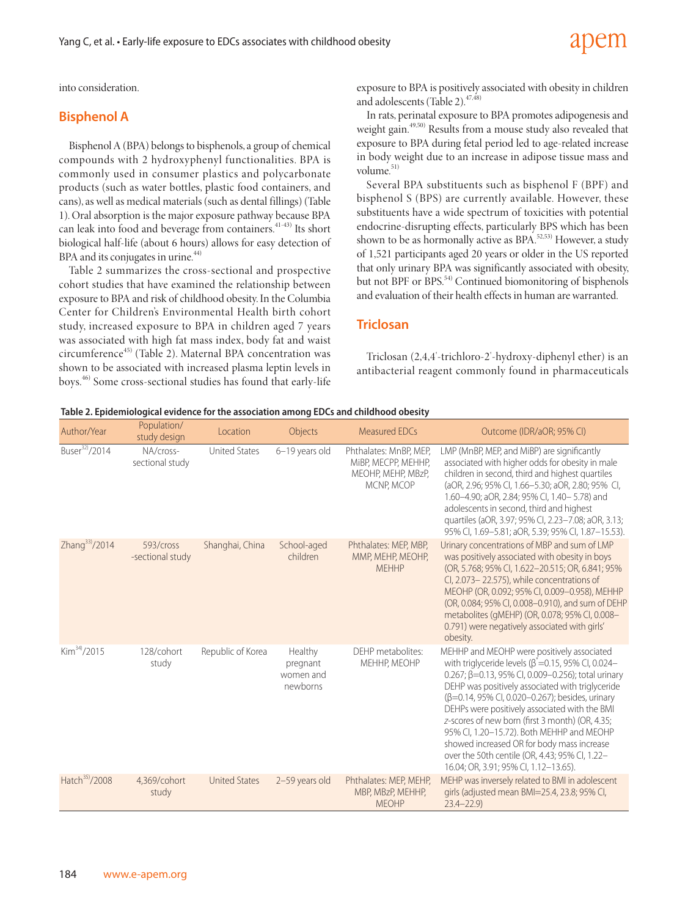into consideration.

## Bisphenol A

Bisphenol A (BPA) belongs to bisphenols, a group of chemical compounds with 2 hydroxyphenyl functionalities. BPA is commonly used in consumer plastics and polycarbonate products (such as water bottles, plastic food containers, and cans), as well as medical materials (such as dental fillings) (Table 1). Oral absorption is the major exposure pathway because BPA can leak into food and beverage from containers.[41-43] Its short biological half-life (about 6 hours) allows for easy detection of BPA and its conjugates in urine.[44]

Table 2 summarizes the cross-sectional and prospective cohort studies that have examined the relationship between exposure to BPA and risk of childhood obesity. In the Columbia Center for Children's Environmental Health birth cohort study, increased exposure to BPA in children aged 7 years was associated with high fat mass index, body fat and waist circumference[45] (Table 2). Maternal BPA concentration was shown to be associated with increased plasma leptin levels in boys.[46] Some cross-sectional studies has found that early-life exposure to BPA is positively associated with obesity in children and adolescents (Table 2).[47,48]

In rats, perinatal exposure to BPA promotes adipogenesis and weight gain.[49,50] Results from a mouse study also revealed that exposure to BPA during fetal period led to age-related increase in body weight due to an increase in adipose tissue mass and volume.[51]

Several BPA substituents such as bisphenol F (BPF) and bisphenol S (BPS) are currently available. However, these substituents have a wide spectrum of toxicities with potential endocrine-disrupting effects, particularly BPS which has been shown to be as hormonally active as BPA.[52,53] However, a study of 1,521 participants aged 20 years or older in the US reported that only urinary BPA was significantly associated with obesity, but not BPF or BPS.[54] Continued biomonitoring of bisphenols and evaluation of their health effects in human are warranted.

## Triclosan

Triclosan (2,4,4'-trichloro-2'-hydroxy-diphenyl ether) is an antibacterial reagent commonly found in pharmaceuticals

**Table 2. Epidemiological evidence for the association among EDCs and childhood obesity**

| Author/Year | Population/ study design | Location | Objects | Measured EDCs | Outcome (IDR/aOR; 95% CI) |
|---|---|---|---|---|---|
| Buser[32]/2014 | NA/cross-sectional study | United States | 6–19 years old | Phthalates: MnBP, MEP, MiBP, MECPP, MEHHP, MEOHP, MEHP, MBzP, MCNP, MCOP | LMP (MnBP, MEP, and MiBP) are significantly associated with higher odds for obesity in male children in second, third and highest quartiles (aOR, 2.96; 95% CI, 1.66–5.30; aOR, 2.80; 95% CI, 1.60–4.90; aOR, 2.84; 95% CI, 1.40– 5.78) and adolescents in second, third and highest quartiles (aOR, 3.97; 95% CI, 2.23–7.08; aOR, 3.13; 95% CI, 1.69–5.81; aOR, 5.39; 95% CI, 1.87–15.53). |
| Zhang[33]/2014 | 593/cross -sectional study | Shanghai, China | School-aged children | Phthalates: MEP, MBP, MMP, MEHP, MEOHP, MEHHP | Urinary concentrations of MBP and sum of LMP was positively associated with obesity in boys (OR, 5.768; 95% CI, 1.622–20.515; OR, 6.841; 95% CI, 2.073– 22.575), while concentrations of MEOHP (OR, 0.092; 95% CI, 0.009–0.958), MEHHP (OR, 0.084; 95% CI, 0.008–0.910), and sum of DEHP metabolites (gMEHP) (OR, 0.078; 95% CI, 0.008–0.791) were negatively associated with girls' obesity. |
| Kim[34]/2015 | 128/cohort study | Republic of Korea | Healthy pregnant women and newborns | DEHP metabolites: MEHHP, MEOHP | MEHHP and MEOHP were positively associated with triglyceride levels ($\beta^*$=0.15, 95% CI, 0.024–0.267; β=0.13, 95% CI, 0.009–0.256); total urinary DEHP was positively associated with triglyceride (β=0.14, 95% CI, 0.020–0.267); besides, urinary DEHPs were positively associated with the BMI *z*-scores of new born (first 3 month) (OR, 4.35; 95% CI, 1.20–15.72). Both MEHHP and MEOHP showed increased OR for body mass increase over the 50th centile (OR, 4.43; 95% CI, 1.22–16.04; OR, 3.91; 95% CI, 1.12–13.65). |
| Hatch[35]/2008 | 4,369/cohort study | United States | 2–59 years old | Phthalates: MEP, MEHP, MBP, MBzP, MEHHP, MEOHP | MEHP was inversely related to BMI in adolescent girls (adjusted mean BMI=25.4, 23.8; 95% CI, 23.4–22.9) |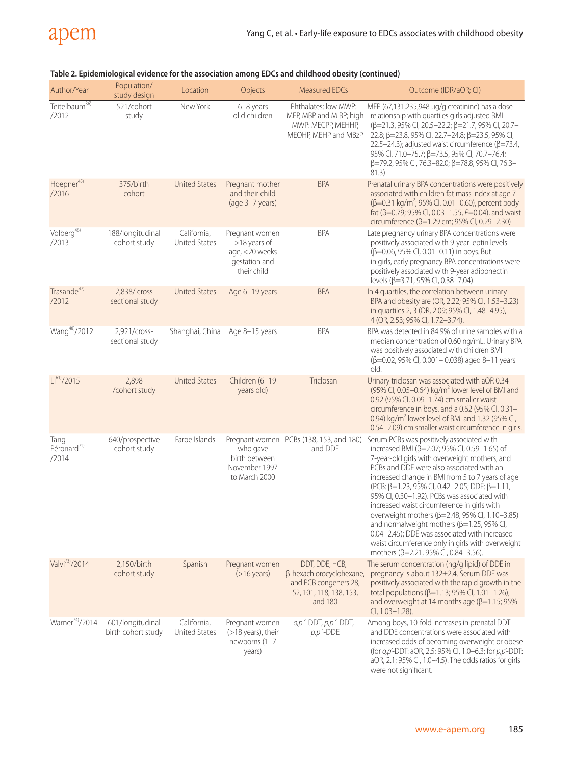**Table 2. Epidemiological evidence for the association among EDCs and childhood obesity (continued)**

| Author/Year | Population/ study design | Location | Objects | Measured EDCs | Outcome (IDR/aOR; CI) |
|---|---|---|---|---|---|
| Teitelbaum[36] /2012 | 521/cohort study | New York | 6–8 years ol d children | Phthalates: low MWP: MEP, MBP and MiBP; high MWP: MECPP, MEHHP, MEOHP, MEHP and MBzP | MEP (67,131,235,948 μg/g creatinine) has a dose relationship with quartiles girls adjusted BMI (β=21.3, 95% CI, 20.5–22.2; β=21.7, 95% CI, 20.7–22.8; β=23.8, 95% CI, 22.7–24.8; β=23.5, 95% CI, 22.5–24.3); adjusted waist circumference (β=73.4, 95% CI, 71.0–75.7; β=73.5, 95% CI, 70.7–76.4; β=79.2, 95% CI, 76.3–82.0; β=78.8, 95% CI, 76.3–81.3) |
| Hoepner[45] /2016 | 375/birth cohort | United States | Pregnant mother and their child (age 3–7 years) | BPA | Prenatal urinary BPA concentrations were positively associated with children fat mass index at age 7 (β=0.31 kg/m$^2$; 95% CI, 0.01–0.60), percent body fat (β=0.79; 95% CI, 0.03–1.55, $P$=0.04), and waist circumference (β=1.29 cm; 95% CI, 0.29–2.30) |
| Volberg[46] /2013 | 188/longitudinal cohort study | California, United States | Pregnant women >18 years of age, <20 weeks gestation and their child | BPA | Late pregnancy urinary BPA concentrations were positively associated with 9-year leptin levels (β=0.06, 95% CI, 0.01–0.11) in boys. But in girls, early pregnancy BPA concentrations were positively associated with 9-year adiponectin levels (β=3.71, 95% CI, 0.38–7.04). |
| Trasande[47] /2012 | 2,838/ cross sectional study | United States | Age 6–19 years | BPA | In 4 quartiles, the correlation between urinary BPA and obesity are (OR, 2.22; 95% CI, 1.53–3.23) in quartiles 2, 3 (OR, 2.09; 95% CI, 1.48–4.95), 4 (OR, 2.53; 95% CI, 1.72–3.74). |
| Wang[48]/2012 | 2,921/cross-sectional study | Shanghai, China | Age 8–15 years | BPA | BPA was detected in 84.9% of urine samples with a median concentration of 0.60 ng/mL. Urinary BPA was positively associated with children BMI (β=0.02, 95% CI, 0.001– 0.038) aged 8–11 years old. |
| Li[61]/2015 | 2,898 /cohort study | United States | Children (6–19 years old) | Triclosan | Urinary triclosan was associated with aOR 0.34 (95% CI, 0.05–0.64) kg/m$^2$ lower level of BMI and 0.92 (95% CI, 0.09–1.74) cm smaller waist circumference in boys, and a 0.62 (95% CI, 0.31–0.94) kg/m$^2$ lower level of BMI and 1.32 (95% CI, 0.54–2.09) cm smaller waist circumference in girls. |
| Tang-Péronard[72] /2014 | 640/prospective cohort study | Faroe Islands | Pregnant women who gave birth between November 1997 to March 2000 | PCBs (138, 153, and 180) and DDE | Serum PCBs was positively associated with increased BMI (β=2.07; 95% CI, 0.59–1.65) of 7-year-old girls with overweight mothers, and PCBs and DDE were also associated with an increased change in BMI from 5 to 7 years of age (PCB: β=1.23, 95% CI, 0.42–2.05; DDE: β=1.11, 95% CI, 0.30–1.92). PCBs was associated with increased waist circumference in girls with overweight mothers (β=2.48, 95% CI, 1.10–3.85) and normalweight mothers (β=1.25, 95% CI, 0.04–2.45); DDE was associated with increased waist circumference only in girls with overweight mothers (β=2.21, 95% CI, 0.84–3.56). |
| Valvi[73]/2014 | 2,150/birth cohort study | Spanish | Pregnant women (>16 years) | DDT, DDE, HCB, β-hexachlorocyclohexane, and PCB congeners 28, 52, 101, 118, 138, 153, and 180 | The serum concentration (ng/g lipid) of DDE in pregnancy is about 132±2.4. Serum DDE was positively associated with the rapid growth in the total populations (β=1.13; 95% CI, 1.01–1.26), and overweight at 14 months age (β=1.15; 95% CI, 1.03–1.28). |
| Warner[74]/2014 | 601/longitudinal birth cohort study | California, United States | Pregnant women (>18 years), their newborns (1–7 years) | *o,p´*-DDT, *p,p´*-DDT, *p,p´*-DDE | Among boys, 10-fold increases in prenatal DDT and DDE concentrations were associated with increased odds of becoming overweight or obese (for *o,p*′-DDT: aOR, 2.5; 95% CI, 1.0–6.3; for *p,p*′-DDT: aOR, 2.1; 95% CI, 1.0–4.5). The odds ratios for girls were not significant. |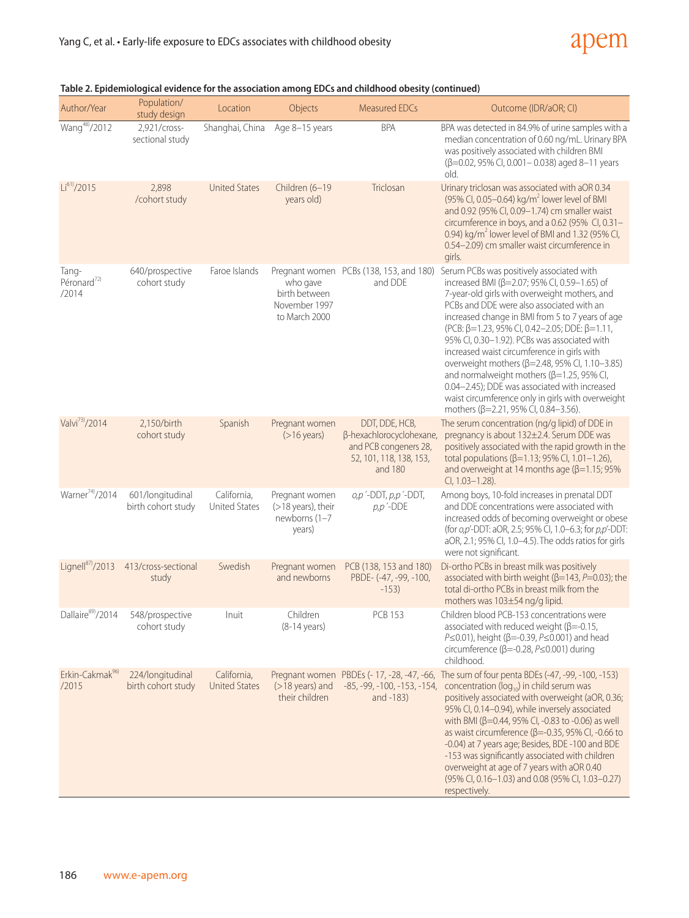**Table 2. Epidemiological evidence for the association among EDCs and childhood obesity (continued)**

| Author/Year | Population/ study design | Location | Objects | Measured EDCs | Outcome (IDR/aOR; CI) |
|---|---|---|---|---|---|
| Wang[48]/2012 | 2,921/cross-sectional study | Shanghai, China | Age 8–15 years | BPA | BPA was detected in 84.9% of urine samples with a median concentration of 0.60 ng/mL. Urinary BPA was positively associated with children BMI (β=0.02, 95% CI, 0.001– 0.038) aged 8–11 years old. |
| Li[61]/2015 | 2,898 /cohort study | United States | Children (6–19 years old) | Triclosan | Urinary triclosan was associated with aOR 0.34 (95% CI, 0.05–0.64) kg/m$^2$ lower level of BMI and 0.92 (95% CI, 0.09–1.74) cm smaller waist circumference in boys, and a 0.62 (95% CI, 0.31–0.94) kg/m$^2$ lower level of BMI and 1.32 (95% CI, 0.54–2.09) cm smaller waist circumference in girls. |
| Tang-Péronard[72] /2014 | 640/prospective cohort study | Faroe Islands | Pregnant women who gave birth between November 1997 to March 2000 | PCBs (138, 153, and 180) and DDE | Serum PCBs was positively associated with increased BMI (β=2.07; 95% CI, 0.59–1.65) of 7-year-old girls with overweight mothers, and PCBs and DDE were also associated with an increased change in BMI from 5 to 7 years of age (PCB: β=1.23, 95% CI, 0.42–2.05; DDE: β=1.11, 95% CI, 0.30–1.92). PCBs was associated with increased waist circumference in girls with overweight mothers (β=2.48, 95% CI, 1.10–3.85) and normalweight mothers (β=1.25, 95% CI, 0.04–2.45); DDE was associated with increased waist circumference only in girls with overweight mothers (β=2.21, 95% CI, 0.84–3.56). |
| Valvi[73]/2014 | 2,150/birth cohort study | Spanish | Pregnant women (>16 years) | DDT, DDE, HCB, β-hexachlorocyclohexane, and PCB congeners 28, 52, 101, 118, 138, 153, and 180 | The serum concentration (ng/g lipid) of DDE in pregnancy is about 132±2.4. Serum DDE was positively associated with the rapid growth in the total populations (β=1.13; 95% CI, 1.01–1.26), and overweight at 14 months age (β=1.15; 95% CI, 1.03–1.28). |
| Warner[74]/2014 | 601/longitudinal birth cohort study | California, United States | Pregnant women (>18 years), their newborns (1–7 years) | *o,p´*-DDT, *p,p´*-DDT, *p,p´*-DDE | Among boys, 10-fold increases in prenatal DDT and DDE concentrations were associated with increased odds of becoming overweight or obese (for *o,p'*-DDT: aOR, 2.5; 95% CI, 1.0–6.3; for *p,p'*-DDT: aOR, 2.1; 95% CI, 1.0–4.5). The odds ratios for girls were not significant. |
| Lignell[87]/2013 | 413/cross-sectional study | Swedish | Pregnant women and newborns | PCB (138, 153 and 180) PBDE- (-47, -99, -100, -153) | Di-ortho PCBs in breast milk was positively associated with birth weight (β=143, $P$=0.03); the total di-ortho PCBs in breast milk from the mothers was 103±54 ng/g lipid. |
| Dallaire[89]/2014 | 548/prospective cohort study | Inuit | Children (8-14 years) | PCB 153 | Children blood PCB-153 concentrations were associated with reduced weight (β=-0.15, $P$≤0.01), height (β=-0.39, $P$≤0.001) and head circumference (β=-0.28, $P$≤0.001) during childhood. |
| Erkin-Cakmak[96] /2015 | 224/longitudinal birth cohort study | California, United States | Pregnant women (>18 years) and their children | PBDEs (- 17, -28, -47, -66, -85, -99, -100, -153, -154, and -183) | The sum of four penta BDEs (-47, -99, -100, -153) concentration (log$_{10}$) in child serum was positively associated with overweight (aOR, 0.36; 95% CI, 0.14–0.94), while inversely associated with BMI (β=0.44, 95% CI, -0.83 to -0.06) as well as waist circumference (β=-0.35, 95% CI, -0.66 to -0.04) at 7 years age; Besides, BDE -100 and BDE -153 was significantly associated with children overweight at age of 7 years with aOR 0.40 (95% CI, 0.16–1.03) and 0.08 (95% CI, 1.03–0.27) respectively. |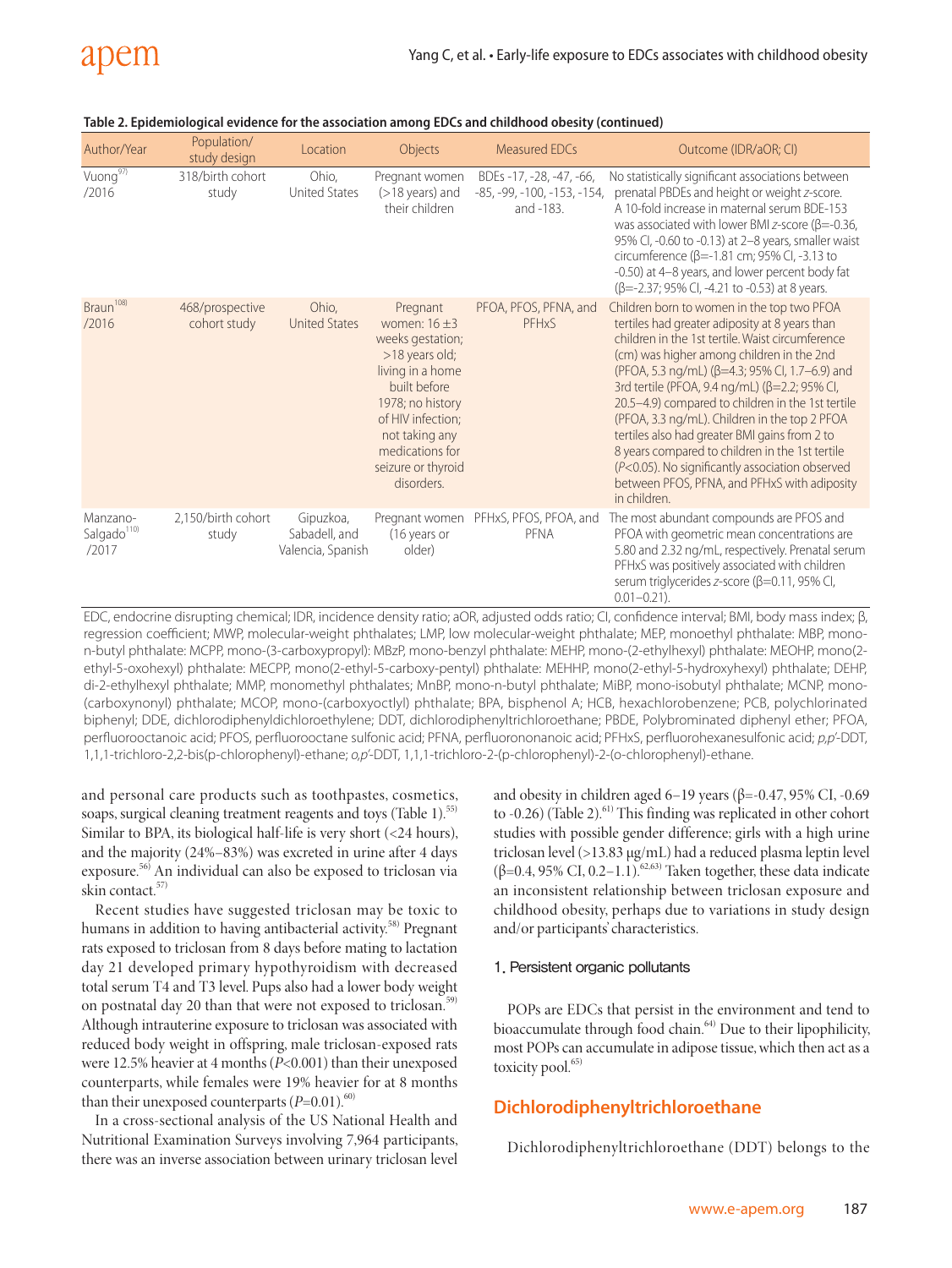**Table 2. Epidemiological evidence for the association among EDCs and childhood obesity (continued)**

| Author/Year | Population/ study design | Location | Objects | Measured EDCs | Outcome (IDR/aOR; CI) |
|---|---|---|---|---|---|
| Vuong[97] /2016 | 318/birth cohort study | Ohio, United States | Pregnant women (>18 years) and their children | BDEs -17, -28, -47, -66, -85, -99, -100, -153, -154, and -183. | No statistically significant associations between prenatal PBDEs and height or weight *z*-score. A 10-fold increase in maternal serum BDE-153 was associated with lower BMI *z*-score (β=-0.36, 95% CI, -0.60 to -0.13) at 2–8 years, smaller waist circumference (β=-1.81 cm; 95% CI, -3.13 to -0.50) at 4–8 years, and lower percent body fat (β=-2.37; 95% CI, -4.21 to -0.53) at 8 years. |
| Braun[108] /2016 | 468/prospective cohort study | Ohio, United States | Pregnant women: 16±3 weeks gestation; >18 years old; living in a home built before 1978; no history of HIV infection; not taking any medications for seizure or thyroid disorders. | PFOA, PFOS, PFNA, and PFHxS | Children born to women in the top two PFOA tertiles had greater adiposity at 8 years than children in the 1st tertile. Waist circumference (cm) was higher among children in the 2nd (PFOA, 5.3 ng/mL) (β=4.3; 95% CI, 1.7–6.9) and 3rd tertile (PFOA, 9.4 ng/mL) (β=2.2; 95% CI, 20.5–4.9) compared to children in the 1st tertile (PFOA, 3.3 ng/mL). Children in the top 2 PFOA tertiles also had greater BMI gains from 2 to 8 years compared to children in the 1st tertile ($P$<0.05). No significantly association observed between PFOS, PFNA, and PFHxS with adiposity in children. |
| Manzano-Salgado[110] /2017 | 2,150/birth cohort study | Gipuzkoa, Sabadell, and Valencia, Spanish | Pregnant women (16 years or older) | PFHxS, PFOS, PFOA, and PFNA | The most abundant compounds are PFOS and PFOA with geometric mean concentrations are 5.80 and 2.32 ng/mL, respectively. Prenatal serum PFHxS was positively associated with children serum triglycerides *z*-score (β=0.11, 95% CI, 0.01–0.21). |

EDC, endocrine disrupting chemical; IDR, incidence density ratio; aOR, adjusted odds ratio; CI, confidence interval; BMI, body mass index; β, regression coefficient; MWP, molecular-weight phthalates; LMP, low molecular-weight phthalate; MEP, monoethyl phthalate: MBP, mono-n-butyl phthalate: MCPP, mono-(3-carboxypropyl): MBzP, mono-benzyl phthalate: MEHP, mono-(2-ethylhexyl) phthalate: MEOHP, mono(2-ethyl-5-oxohexyl) phthalate: MECPP, mono(2-ethyl-5-carboxy-pentyl) phthalate: MEHHP, mono(2-ethyl-5-hydroxyhexyl) phthalate; DEHP, di-2-ethylhexyl phthalate; MMP, monomethyl phthalates; MnBP, mono-n-butyl phthalate; MiBP, mono-isobutyl phthalate; MCNP, mono-(carboxynonyl) phthalate; MCOP, mono-(carboxyoctlyl) phthalate; BPA, bisphenol A; HCB, hexachlorobenzene; PCB, polychlorinated biphenyl; DDE, dichlorodiphenyldichloroethylene; DDT, dichlorodiphenyltrichloroethane; PBDE, Polybrominated diphenyl ether; PFOA, perfluorooctanoic acid; PFOS, perfluorooctane sulfonic acid; PFNA, perfluorononanoic acid; PFHxS, perfluorohexanesulfonic acid; *p,p'*-DDT, 1,1,1-trichloro-2,2-bis(p-chlorophenyl)-ethane; *o,p'*-DDT, 1,1,1-trichloro-2-(p-chlorophenyl)-2-(o-chlorophenyl)-ethane.

and personal care products such as toothpastes, cosmetics, soaps, surgical cleaning treatment reagents and toys (Table 1).[55] Similar to BPA, its biological half-life is very short (<24 hours), and the majority (24%–83%) was excreted in urine after 4 days exposure.[56] An individual can also be exposed to triclosan via skin contact.[57]

Recent studies have suggested triclosan may be toxic to humans in addition to having antibacterial activity.[58] Pregnant rats exposed to triclosan from 8 days before mating to lactation day 21 developed primary hypothyroidism with decreased total serum T4 and T3 level. Pups also had a lower body weight on postnatal day 20 than that were not exposed to triclosan.[59] Although intrauterine exposure to triclosan was associated with reduced body weight in offspring, male triclosan-exposed rats were 12.5% heavier at 4 months ($P$<0.001) than their unexposed counterparts, while females were 19% heavier for at 8 months than their unexposed counterparts ($P$=0.01).[60]

In a cross-sectional analysis of the US National Health and Nutritional Examination Surveys involving 7,964 participants, there was an inverse association between urinary triclosan level and obesity in children aged 6–19 years (β=-0.47, 95% CI, -0.69 to -0.26) (Table 2).[61] This finding was replicated in other cohort studies with possible gender difference; girls with a high urine triclosan level (>13.83 μg/mL) had a reduced plasma leptin level (β=0.4, 95% CI, 0.2–1.1).[62,63] Taken together, these data indicate an inconsistent relationship between triclosan exposure and childhood obesity, perhaps due to variations in study design and/or participants' characteristics.

### 1. Persistent organic pollutants

POPs are EDCs that persist in the environment and tend to bioaccumulate through food chain.[64] Due to their lipophilicity, most POPs can accumulate in adipose tissue, which then act as a toxicity pool.[65]

## Dichlorodiphenyltrichloroethane

Dichlorodiphenyltrichloroethane (DDT) belongs to the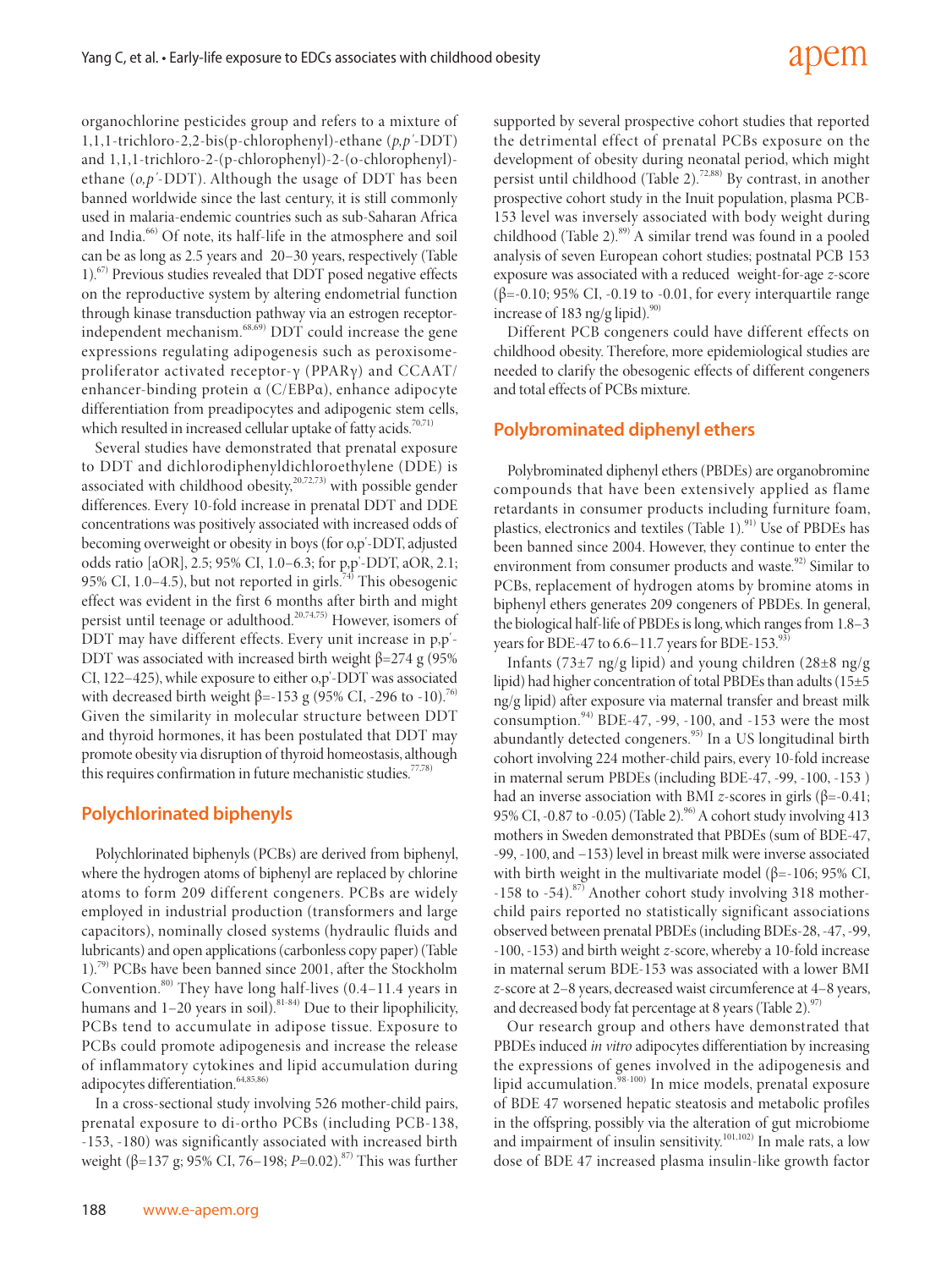organochlorine pesticides group and refers to a mixture of 1,1,1-trichloro-2,2-bis(p-chlorophenyl)-ethane (*p,p′*-DDT) and 1,1,1-trichloro-2-(p-chlorophenyl)-2-(o-chlorophenyl)-ethane (*o,p′*-DDT). Although the usage of DDT has been banned worldwide since the last century, it is still commonly used in malaria-endemic countries such as sub-Saharan Africa and India.[66] Of note, its half-life in the atmosphere and soil can be as long as 2.5 years and 20–30 years, respectively (Table 1).[67] Previous studies revealed that DDT posed negative effects on the reproductive system by altering endometrial function through kinase transduction pathway via an estrogen receptor-independent mechanism.[68,69] DDT could increase the gene expressions regulating adipogenesis such as peroxisome-proliferator activated receptor-γ (PPARγ) and CCAAT/enhancer-binding protein α (C/EBPα), enhance adipocyte differentiation from preadipocytes and adipogenic stem cells, which resulted in increased cellular uptake of fatty acids.[70,71)]

Several studies have demonstrated that prenatal exposure to DDT and dichlorodiphenyldichloroethylene (DDE) is associated with childhood obesity,[20,72,73] with possible gender differences. Every 10-fold increase in prenatal DDT and DDE concentrations was positively associated with increased odds of becoming overweight or obesity in boys (for o,p'-DDT, adjusted odds ratio [aOR], 2.5; 95% CI, 1.0–6.3; for p,p'-DDT, aOR, 2.1; 95% CI, 1.0–4.5), but not reported in girls.[74] This obesogenic effect was evident in the first 6 months after birth and might persist until teenage or adulthood.[20,74,75] However, isomers of DDT may have different effects. Every unit increase in p,p'-DDT was associated with increased birth weight β=274 g (95% CI, 122–425), while exposure to either o,p'-DDT was associated with decreased birth weight β=-153 g (95% CI, -296 to -10).[76] Given the similarity in molecular structure between DDT and thyroid hormones, it has been postulated that DDT may promote obesity via disruption of thyroid homeostasis, although this requires confirmation in future mechanistic studies.[77,78]

## Polychlorinated biphenyls

Polychlorinated biphenyls (PCBs) are derived from biphenyl, where the hydrogen atoms of biphenyl are replaced by chlorine atoms to form 209 different congeners. PCBs are widely employed in industrial production (transformers and large capacitors), nominally closed systems (hydraulic fluids and lubricants) and open applications (carbonless copy paper) (Table 1).[79] PCBs have been banned since 2001, after the Stockholm Convention.[80] They have long half-lives (0.4–11.4 years in humans and 1–20 years in soil).[81-84] Due to their lipophilicity, PCBs tend to accumulate in adipose tissue. Exposure to PCBs could promote adipogenesis and increase the release of inflammatory cytokines and lipid accumulation during adipocytes differentiation.[64,85,86]

In a cross-sectional study involving 526 mother-child pairs, prenatal exposure to di-ortho PCBs (including PCB-138, -153, -180) was significantly associated with increased birth weight (β=137 g; 95% CI, 76–198; *P*=0.02).[87] This was further supported by several prospective cohort studies that reported the detrimental effect of prenatal PCBs exposure on the development of obesity during neonatal period, which might persist until childhood (Table 2).[72,88] By contrast, in another prospective cohort study in the Inuit population, plasma PCB-153 level was inversely associated with body weight during childhood (Table 2).[89] A similar trend was found in a pooled analysis of seven European cohort studies; postnatal PCB 153 exposure was associated with a reduced weight-for-age *z*-score (β=-0.10; 95% CI, -0.19 to -0.01, for every interquartile range increase of 183 ng/g lipid).[90]

Different PCB congeners could have different effects on childhood obesity. Therefore, more epidemiological studies are needed to clarify the obesogenic effects of different congeners and total effects of PCBs mixture.

## Polybrominated diphenyl ethers

Polybrominated diphenyl ethers (PBDEs) are organobromine compounds that have been extensively applied as flame retardants in consumer products including furniture foam, plastics, electronics and textiles (Table 1).[91] Use of PBDEs has been banned since 2004. However, they continue to enter the environment from consumer products and waste.[92] Similar to PCBs, replacement of hydrogen atoms by bromine atoms in biphenyl ethers generates 209 congeners of PBDEs. In general, the biological half-life of PBDEs is long, which ranges from 1.8–3 years for BDE-47 to 6.6–11.7 years for BDE-153.[93]

Infants (73±7 ng/g lipid) and young children (28±8 ng/g lipid) had higher concentration of total PBDEs than adults (15±5 ng/g lipid) after exposure via maternal transfer and breast milk consumption.[94] BDE-47, -99, -100, and -153 were the most abundantly detected congeners.[95] In a US longitudinal birth cohort involving 224 mother-child pairs, every 10-fold increase in maternal serum PBDEs (including BDE-47, -99, -100, -153 ) had an inverse association with BMI *z*-scores in girls (β=-0.41; 95% CI, -0.87 to -0.05) (Table 2).[96] A cohort study involving 413 mothers in Sweden demonstrated that PBDEs (sum of BDE-47, -99, -100, and –153) level in breast milk were inverse associated with birth weight in the multivariate model (β=-106; 95% CI, -158 to -54).[87] Another cohort study involving 318 mother-child pairs reported no statistically significant associations observed between prenatal PBDEs (including BDEs-28, -47, -99, -100, -153) and birth weight *z*-score, whereby a 10-fold increase in maternal serum BDE-153 was associated with a lower BMI *z*-score at 2–8 years, decreased waist circumference at 4–8 years, and decreased body fat percentage at 8 years (Table 2).[97]

Our research group and others have demonstrated that PBDEs induced *in vitro* adipocytes differentiation by increasing the expressions of genes involved in the adipogenesis and lipid accumulation.[98-100] In mice models, prenatal exposure of BDE 47 worsened hepatic steatosis and metabolic profiles in the offspring, possibly via the alteration of gut microbiome and impairment of insulin sensitivity.[101,102] In male rats, a low dose of BDE 47 increased plasma insulin-like growth factor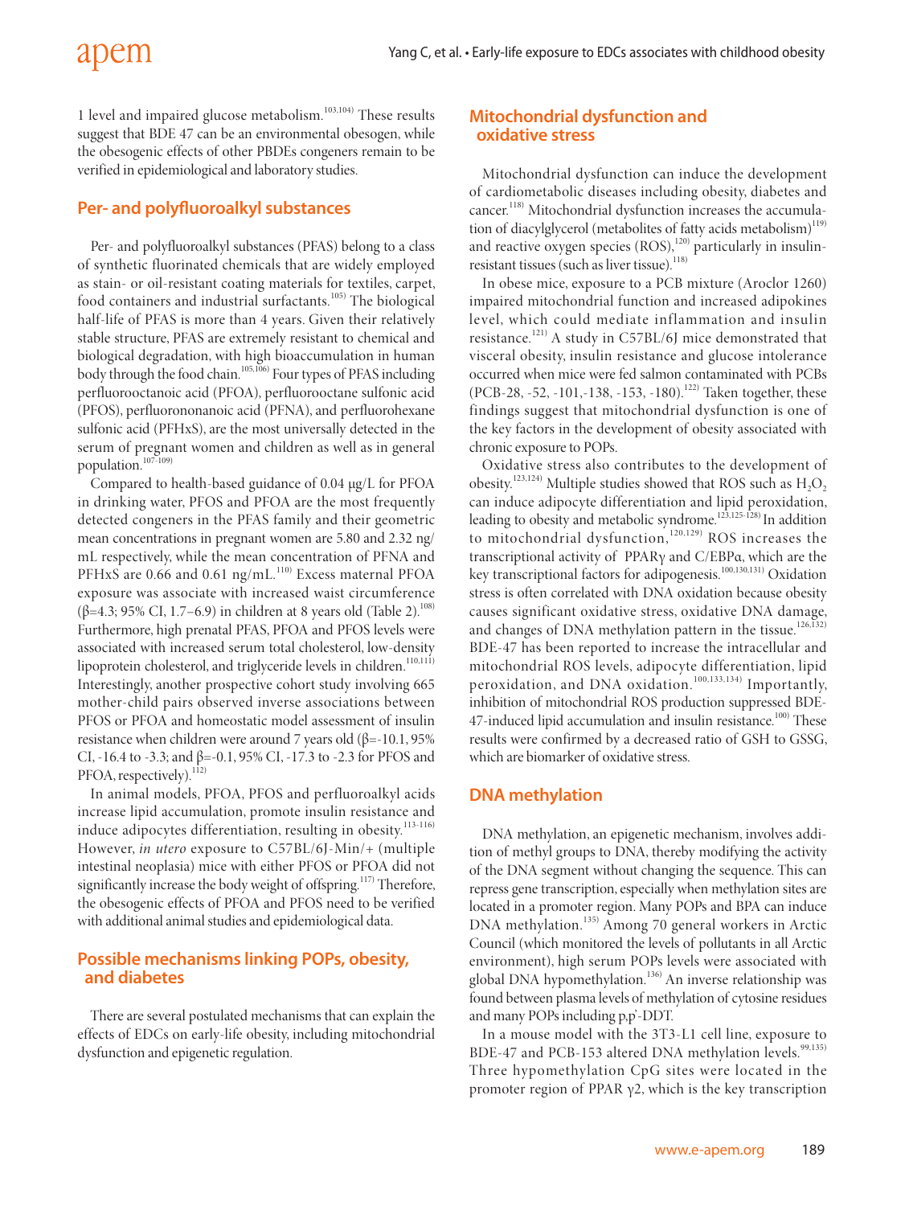1 level and impaired glucose metabolism.[103,104] These results suggest that BDE 47 can be an environmental obesogen, while the obesogenic effects of other PBDEs congeners remain to be verified in epidemiological and laboratory studies.

## Per- and polyfluoroalkyl substances

Per- and polyfluoroalkyl substances (PFAS) belong to a class of synthetic fluorinated chemicals that are widely employed as stain- or oil-resistant coating materials for textiles, carpet, food containers and industrial surfactants.[105] The biological half-life of PFAS is more than 4 years. Given their relatively stable structure, PFAS are extremely resistant to chemical and biological degradation, with high bioaccumulation in human body through the food chain.[105,106] Four types of PFAS including perfluorooctanoic acid (PFOA), perfluorooctane sulfonic acid (PFOS), perfluorononanoic acid (PFNA), and perfluorohexane sulfonic acid (PFHxS), are the most universally detected in the serum of pregnant women and children as well as in general population.[107-109]

Compared to health-based guidance of 0.04 μg/L for PFOA in drinking water, PFOS and PFOA are the most frequently detected congeners in the PFAS family and their geometric mean concentrations in pregnant women are 5.80 and 2.32 ng/mL respectively, while the mean concentration of PFNA and PFHxS are 0.66 and 0.61 ng/mL.[110] Excess maternal PFOA exposure was associate with increased waist circumference (β=4.3; 95% CI, 1.7–6.9) in children at 8 years old (Table 2).[108] Furthermore, high prenatal PFAS, PFOA and PFOS levels were associated with increased serum total cholesterol, low-density lipoprotein cholesterol, and triglyceride levels in children.[110,111] Interestingly, another prospective cohort study involving 665 mother-child pairs observed inverse associations between PFOS or PFOA and homeostatic model assessment of insulin resistance when children were around 7 years old (β=-10.1, 95% CI, -16.4 to -3.3; and β=-0.1, 95% CI, -17.3 to -2.3 for PFOS and PFOA, respectively).[112]

In animal models, PFOA, PFOS and perfluoroalkyl acids increase lipid accumulation, promote insulin resistance and induce adipocytes differentiation, resulting in obesity.[113-116] However, *in utero* exposure to C57BL/6J-Min/+ (multiple intestinal neoplasia) mice with either PFOS or PFOA did not significantly increase the body weight of offspring.[117] Therefore, the obesogenic effects of PFOA and PFOS need to be verified with additional animal studies and epidemiological data.

## Possible mechanisms linking POPs, obesity, and diabetes

There are several postulated mechanisms that can explain the effects of EDCs on early-life obesity, including mitochondrial dysfunction and epigenetic regulation.

## Mitochondrial dysfunction and oxidative stress

Mitochondrial dysfunction can induce the development of cardiometabolic diseases including obesity, diabetes and cancer.[118] Mitochondrial dysfunction increases the accumulation of diacylglycerol (metabolites of fatty acids metabolism)[119] and reactive oxygen species (ROS),[120] particularly in insulin-resistant tissues (such as liver tissue).[118]

In obese mice, exposure to a PCB mixture (Aroclor 1260) impaired mitochondrial function and increased adipokines level, which could mediate inflammation and insulin resistance.[121] A study in C57BL/6J mice demonstrated that visceral obesity, insulin resistance and glucose intolerance occurred when mice were fed salmon contaminated with PCBs (PCB-28, -52, -101,-138, -153, -180).[122] Taken together, these findings suggest that mitochondrial dysfunction is one of the key factors in the development of obesity associated with chronic exposure to POPs.

Oxidative stress also contributes to the development of obesity.[123,124] Multiple studies showed that ROS such as $H_2O_2$ can induce adipocyte differentiation and lipid peroxidation, leading to obesity and metabolic syndrome.[123,125-128] In addition to mitochondrial dysfunction,[120,129] ROS increases the transcriptional activity of PPARγ and C/EBPα, which are the key transcriptional factors for adipogenesis.[100,130,131] Oxidation stress is often correlated with DNA oxidation because obesity causes significant oxidative stress, oxidative DNA damage, and changes of DNA methylation pattern in the tissue.[126,132] BDE-47 has been reported to increase the intracellular and mitochondrial ROS levels, adipocyte differentiation, lipid peroxidation, and DNA oxidation.[100,133,134] Importantly, inhibition of mitochondrial ROS production suppressed BDE-47-induced lipid accumulation and insulin resistance.[100] These results were confirmed by a decreased ratio of GSH to GSSG, which are biomarker of oxidative stress.

## DNA methylation

DNA methylation, an epigenetic mechanism, involves addition of methyl groups to DNA, thereby modifying the activity of the DNA segment without changing the sequence. This can repress gene transcription, especially when methylation sites are located in a promoter region. Many POPs and BPA can induce DNA methylation.[135] Among 70 general workers in Arctic Council (which monitored the levels of pollutants in all Arctic environment), high serum POPs levels were associated with global DNA hypomethylation.[136] An inverse relationship was found between plasma levels of methylation of cytosine residues and many POPs including p,p'-DDT.

In a mouse model with the 3T3-L1 cell line, exposure to BDE-47 and PCB-153 altered DNA methylation levels.[99,135] Three hypomethylation CpG sites were located in the promoter region of PPAR γ2, which is the key transcription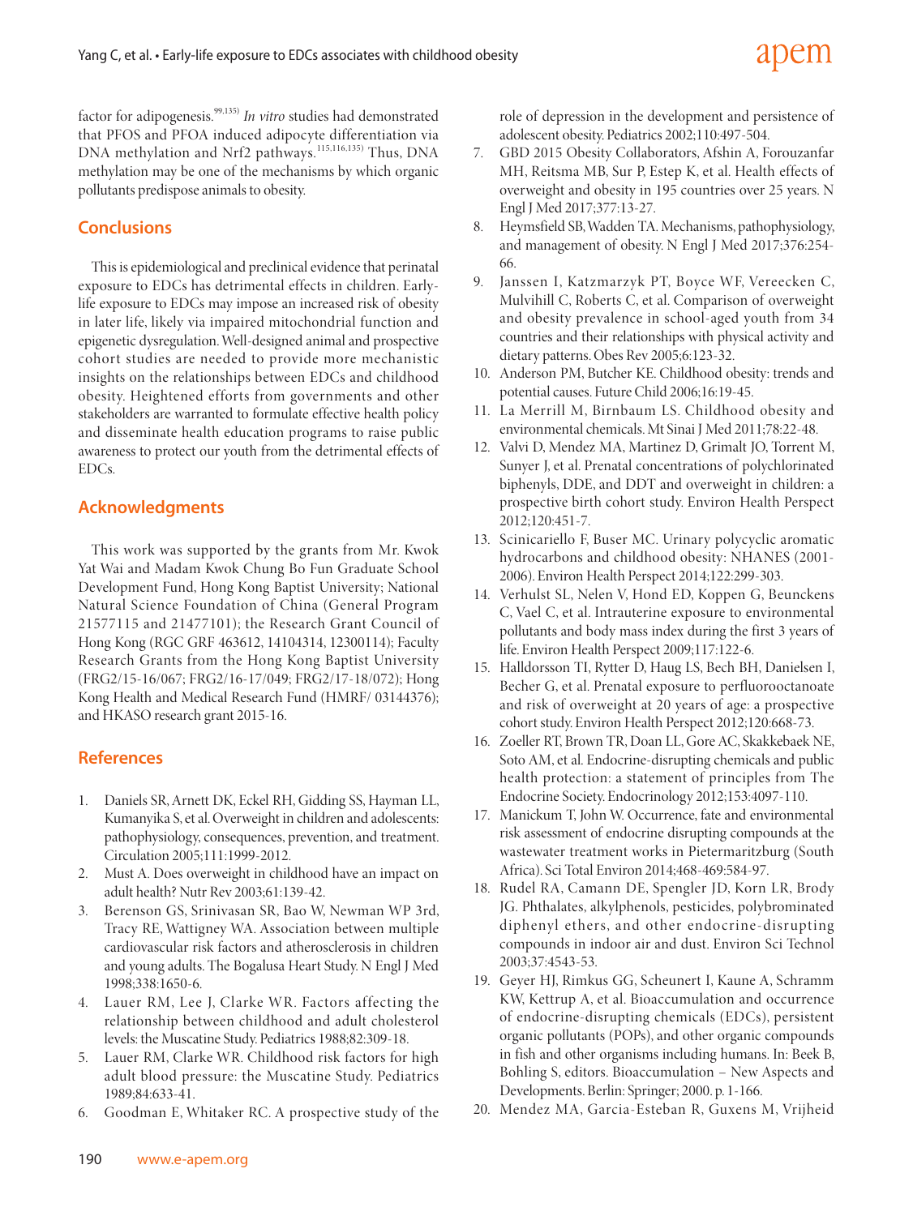factor for adipogenesis.[99,135] *In vitro* studies had demonstrated that PFOS and PFOA induced adipocyte differentiation via DNA methylation and Nrf2 pathways.[115,116,135] Thus, DNA methylation may be one of the mechanisms by which organic pollutants predispose animals to obesity.

## Conclusions

This is epidemiological and preclinical evidence that perinatal exposure to EDCs has detrimental effects in children. Early-life exposure to EDCs may impose an increased risk of obesity in later life, likely via impaired mitochondrial function and epigenetic dysregulation. Well-designed animal and prospective cohort studies are needed to provide more mechanistic insights on the relationships between EDCs and childhood obesity. Heightened efforts from governments and other stakeholders are warranted to formulate effective health policy and disseminate health education programs to raise public awareness to protect our youth from the detrimental effects of EDCs.

## Acknowledgments

This work was supported by the grants from Mr. Kwok Yat Wai and Madam Kwok Chung Bo Fun Graduate School Development Fund, Hong Kong Baptist University; National Natural Science Foundation of China (General Program 21577115 and 21477101); the Research Grant Council of Hong Kong (RGC GRF 463612, 14104314, 12300114); Faculty Research Grants from the Hong Kong Baptist University (FRG2/15-16/067; FRG2/16-17/049; FRG2/17-18/072); Hong Kong Health and Medical Research Fund (HMRF/ 03144376); and HKASO research grant 2015-16.

## References

1. Daniels SR, Arnett DK, Eckel RH, Gidding SS, Hayman LL, Kumanyika S, et al. Overweight in children and adolescents: pathophysiology, consequences, prevention, and treatment. Circulation 2005;111:1999-2012.
2. Must A. Does overweight in childhood have an impact on adult health? Nutr Rev 2003;61:139-42.
3. Berenson GS, Srinivasan SR, Bao W, Newman WP 3rd, Tracy RE, Wattigney WA. Association between multiple cardiovascular risk factors and atherosclerosis in children and young adults. The Bogalusa Heart Study. N Engl J Med 1998;338:1650-6.
4. Lauer RM, Lee J, Clarke WR. Factors affecting the relationship between childhood and adult cholesterol levels: the Muscatine Study. Pediatrics 1988;82:309-18.
5. Lauer RM, Clarke WR. Childhood risk factors for high adult blood pressure: the Muscatine Study. Pediatrics 1989;84:633-41.
6. Goodman E, Whitaker RC. A prospective study of the role of depression in the development and persistence of adolescent obesity. Pediatrics 2002;110:497-504.
7. GBD 2015 Obesity Collaborators, Afshin A, Forouzanfar MH, Reitsma MB, Sur P, Estep K, et al. Health effects of overweight and obesity in 195 countries over 25 years. N Engl J Med 2017;377:13-27.
8. Heymsfield SB, Wadden TA. Mechanisms, pathophysiology, and management of obesity. N Engl J Med 2017;376:254-66.
9. Janssen I, Katzmarzyk PT, Boyce WF, Vereecken C, Mulvihill C, Roberts C, et al. Comparison of overweight and obesity prevalence in school-aged youth from 34 countries and their relationships with physical activity and dietary patterns. Obes Rev 2005;6:123-32.
10. Anderson PM, Butcher KE. Childhood obesity: trends and potential causes. Future Child 2006;16:19-45.
11. La Merrill M, Birnbaum LS. Childhood obesity and environmental chemicals. Mt Sinai J Med 2011;78:22-48.
12. Valvi D, Mendez MA, Martinez D, Grimalt JO, Torrent M, Sunyer J, et al. Prenatal concentrations of polychlorinated biphenyls, DDE, and DDT and overweight in children: a prospective birth cohort study. Environ Health Perspect 2012;120:451-7.
13. Scinicariello F, Buser MC. Urinary polycyclic aromatic hydrocarbons and childhood obesity: NHANES (2001-2006). Environ Health Perspect 2014;122:299-303.
14. Verhulst SL, Nelen V, Hond ED, Koppen G, Beunckens C, Vael C, et al. Intrauterine exposure to environmental pollutants and body mass index during the first 3 years of life. Environ Health Perspect 2009;117:122-6.
15. Halldorsson TI, Rytter D, Haug LS, Bech BH, Danielsen I, Becher G, et al. Prenatal exposure to perfluorooctanoate and risk of overweight at 20 years of age: a prospective cohort study. Environ Health Perspect 2012;120:668-73.
16. Zoeller RT, Brown TR, Doan LL, Gore AC, Skakkebaek NE, Soto AM, et al. Endocrine-disrupting chemicals and public health protection: a statement of principles from The Endocrine Society. Endocrinology 2012;153:4097-110.
17. Manickum T, John W. Occurrence, fate and environmental risk assessment of endocrine disrupting compounds at the wastewater treatment works in Pietermaritzburg (South Africa). Sci Total Environ 2014;468-469:584-97.
18. Rudel RA, Camann DE, Spengler JD, Korn LR, Brody JG. Phthalates, alkylphenols, pesticides, polybrominated diphenyl ethers, and other endocrine-disrupting compounds in indoor air and dust. Environ Sci Technol 2003;37:4543-53.
19. Geyer HJ, Rimkus GG, Scheunert I, Kaune A, Schramm KW, Kettrup A, et al. Bioaccumulation and occurrence of endocrine-disrupting chemicals (EDCs), persistent organic pollutants (POPs), and other organic compounds in fish and other organisms including humans. In: Beek B, Bohling S, editors. Bioaccumulation – New Aspects and Developments. Berlin: Springer; 2000. p. 1-166.
20. Mendez MA, Garcia-Esteban R, Guxens M, Vrijheid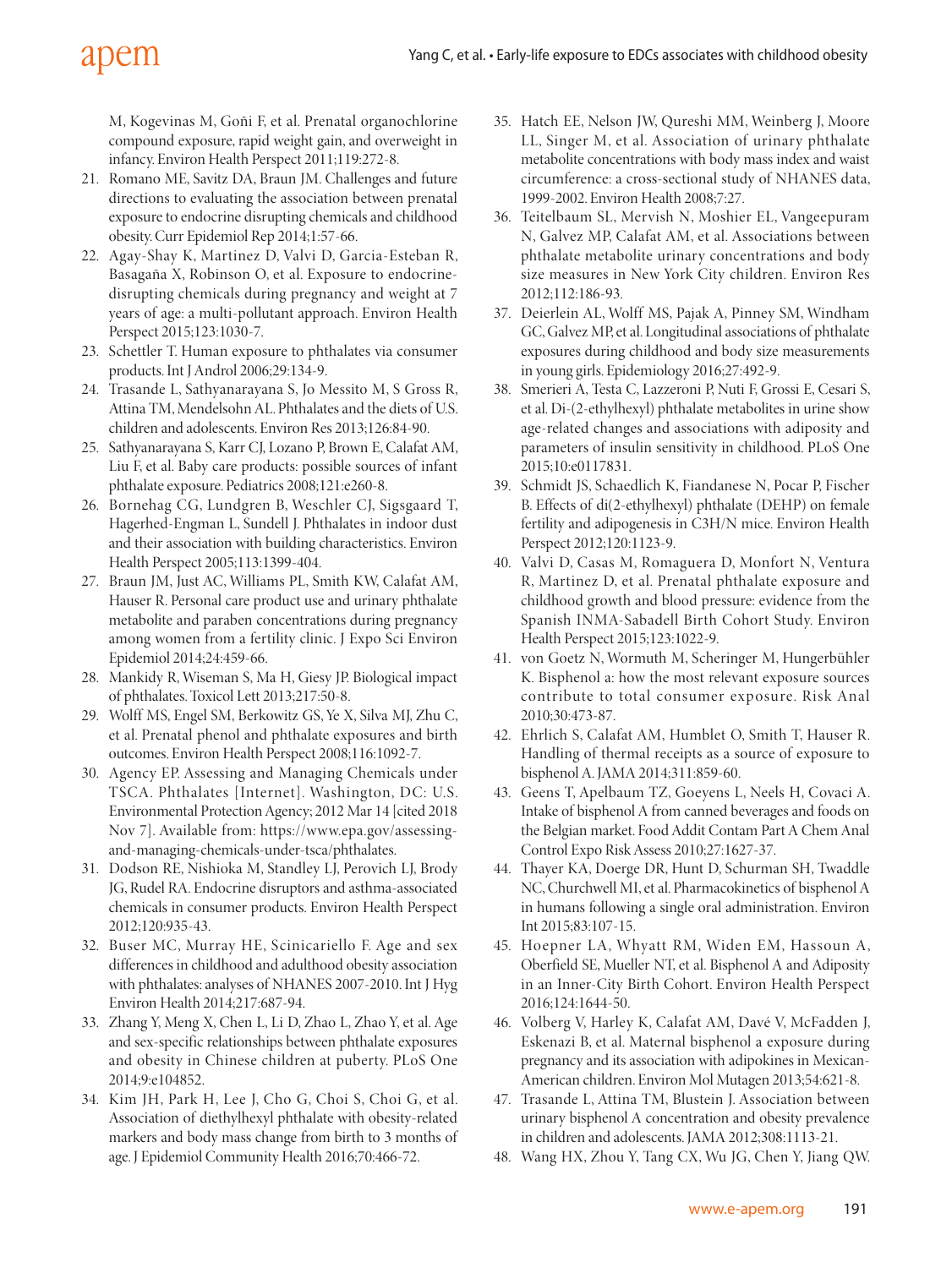M, Kogevinas M, Goñi F, et al. Prenatal organochlorine compound exposure, rapid weight gain, and overweight in infancy. Environ Health Perspect 2011;119:272-8.

21. Romano ME, Savitz DA, Braun JM. Challenges and future directions to evaluating the association between prenatal exposure to endocrine disrupting chemicals and childhood obesity. Curr Epidemiol Rep 2014;1:57-66.
22. Agay-Shay K, Martinez D, Valvi D, Garcia-Esteban R, Basagaña X, Robinson O, et al. Exposure to endocrine-disrupting chemicals during pregnancy and weight at 7 years of age: a multi-pollutant approach. Environ Health Perspect 2015;123:1030-7.
23. Schettler T. Human exposure to phthalates via consumer products. Int J Androl 2006;29:134-9.
24. Trasande L, Sathyanarayana S, Jo Messito M, S Gross R, Attina TM, Mendelsohn AL. Phthalates and the diets of U.S. children and adolescents. Environ Res 2013;126:84-90.
25. Sathyanarayana S, Karr CJ, Lozano P, Brown E, Calafat AM, Liu F, et al. Baby care products: possible sources of infant phthalate exposure. Pediatrics 2008;121:e260-8.
26. Bornehag CG, Lundgren B, Weschler CJ, Sigsgaard T, Hagerhed-Engman L, Sundell J. Phthalates in indoor dust and their association with building characteristics. Environ Health Perspect 2005;113:1399-404.
27. Braun JM, Just AC, Williams PL, Smith KW, Calafat AM, Hauser R. Personal care product use and urinary phthalate metabolite and paraben concentrations during pregnancy among women from a fertility clinic. J Expo Sci Environ Epidemiol 2014;24:459-66.
28. Mankidy R, Wiseman S, Ma H, Giesy JP. Biological impact of phthalates. Toxicol Lett 2013;217:50-8.
29. Wolff MS, Engel SM, Berkowitz GS, Ye X, Silva MJ, Zhu C, et al. Prenatal phenol and phthalate exposures and birth outcomes. Environ Health Perspect 2008;116:1092-7.
30. Agency EP. Assessing and Managing Chemicals under TSCA. Phthalates [Internet]. Washington, DC: U.S. Environmental Protection Agency; 2012 Mar 14 [cited 2018 Nov 7]. Available from: https://www.epa.gov/assessing-and-managing-chemicals-under-tsca/phthalates.
31. Dodson RE, Nishioka M, Standley LJ, Perovich LJ, Brody JG, Rudel RA. Endocrine disruptors and asthma-associated chemicals in consumer products. Environ Health Perspect 2012;120:935-43.
32. Buser MC, Murray HE, Scinicariello F. Age and sex differences in childhood and adulthood obesity association with phthalates: analyses of NHANES 2007-2010. Int J Hyg Environ Health 2014;217:687-94.
33. Zhang Y, Meng X, Chen L, Li D, Zhao L, Zhao Y, et al. Age and sex-specific relationships between phthalate exposures and obesity in Chinese children at puberty. PLoS One 2014;9:e104852.
34. Kim JH, Park H, Lee J, Cho G, Choi S, Choi G, et al. Association of diethylhexyl phthalate with obesity-related markers and body mass change from birth to 3 months of age. J Epidemiol Community Health 2016;70:466-72.
35. Hatch EE, Nelson JW, Qureshi MM, Weinberg J, Moore LL, Singer M, et al. Association of urinary phthalate metabolite concentrations with body mass index and waist circumference: a cross-sectional study of NHANES data, 1999-2002. Environ Health 2008;7:27.
36. Teitelbaum SL, Mervish N, Moshier EL, Vangeepuram N, Galvez MP, Calafat AM, et al. Associations between phthalate metabolite urinary concentrations and body size measures in New York City children. Environ Res 2012;112:186-93.
37. Deierlein AL, Wolff MS, Pajak A, Pinney SM, Windham GC, Galvez MP, et al. Longitudinal associations of phthalate exposures during childhood and body size measurements in young girls. Epidemiology 2016;27:492-9.
38. Smerieri A, Testa C, Lazzeroni P, Nuti F, Grossi E, Cesari S, et al. Di-(2-ethylhexyl) phthalate metabolites in urine show age-related changes and associations with adiposity and parameters of insulin sensitivity in childhood. PLoS One 2015;10:e0117831.
39. Schmidt JS, Schaedlich K, Fiandanese N, Pocar P, Fischer B. Effects of di(2-ethylhexyl) phthalate (DEHP) on female fertility and adipogenesis in C3H/N mice. Environ Health Perspect 2012;120:1123-9.
40. Valvi D, Casas M, Romaguera D, Monfort N, Ventura R, Martinez D, et al. Prenatal phthalate exposure and childhood growth and blood pressure: evidence from the Spanish INMA-Sabadell Birth Cohort Study. Environ Health Perspect 2015;123:1022-9.
41. von Goetz N, Wormuth M, Scheringer M, Hungerbühler K. Bisphenol a: how the most relevant exposure sources contribute to total consumer exposure. Risk Anal 2010;30:473-87.
42. Ehrlich S, Calafat AM, Humblet O, Smith T, Hauser R. Handling of thermal receipts as a source of exposure to bisphenol A. JAMA 2014;311:859-60.
43. Geens T, Apelbaum TZ, Goeyens L, Neels H, Covaci A. Intake of bisphenol A from canned beverages and foods on the Belgian market. Food Addit Contam Part A Chem Anal Control Expo Risk Assess 2010;27:1627-37.
44. Thayer KA, Doerge DR, Hunt D, Schurman SH, Twaddle NC, Churchwell MI, et al. Pharmacokinetics of bisphenol A in humans following a single oral administration. Environ Int 2015;83:107-15.
45. Hoepner LA, Whyatt RM, Widen EM, Hassoun A, Oberfield SE, Mueller NT, et al. Bisphenol A and Adiposity in an Inner-City Birth Cohort. Environ Health Perspect 2016;124:1644-50.
46. Volberg V, Harley K, Calafat AM, Davé V, McFadden J, Eskenazi B, et al. Maternal bisphenol a exposure during pregnancy and its association with adipokines in Mexican-American children. Environ Mol Mutagen 2013;54:621-8.
47. Trasande L, Attina TM, Blustein J. Association between urinary bisphenol A concentration and obesity prevalence in children and adolescents. JAMA 2012;308:1113-21.
48. Wang HX, Zhou Y, Tang CX, Wu JG, Chen Y, Jiang QW.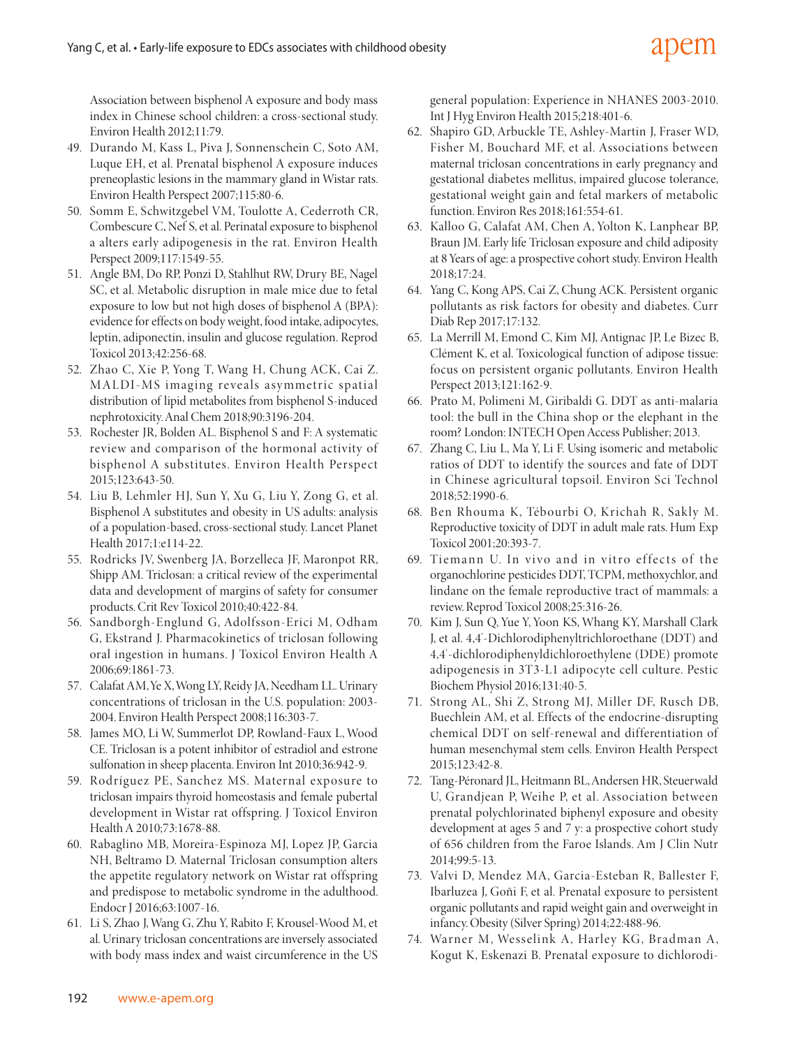Association between bisphenol A exposure and body mass index in Chinese school children: a cross-sectional study. Environ Health 2012;11:79.

49. Durando M, Kass L, Piva J, Sonnenschein C, Soto AM, Luque EH, et al. Prenatal bisphenol A exposure induces preneoplastic lesions in the mammary gland in Wistar rats. Environ Health Perspect 2007;115:80-6.
50. Somm E, Schwitzgebel VM, Toulotte A, Cederroth CR, Combescure C, Nef S, et al. Perinatal exposure to bisphenol a alters early adipogenesis in the rat. Environ Health Perspect 2009;117:1549-55.
51. Angle BM, Do RP, Ponzi D, Stahlhut RW, Drury BE, Nagel SC, et al. Metabolic disruption in male mice due to fetal exposure to low but not high doses of bisphenol A (BPA): evidence for effects on body weight, food intake, adipocytes, leptin, adiponectin, insulin and glucose regulation. Reprod Toxicol 2013;42:256-68.
52. Zhao C, Xie P, Yong T, Wang H, Chung ACK, Cai Z. MALDI-MS imaging reveals asymmetric spatial distribution of lipid metabolites from bisphenol S-induced nephrotoxicity. Anal Chem 2018;90:3196-204.
53. Rochester JR, Bolden AL. Bisphenol S and F: A systematic review and comparison of the hormonal activity of bisphenol A substitutes. Environ Health Perspect 2015;123:643-50.
54. Liu B, Lehmler HJ, Sun Y, Xu G, Liu Y, Zong G, et al. Bisphenol A substitutes and obesity in US adults: analysis of a population-based, cross-sectional study. Lancet Planet Health 2017;1:e114-22.
55. Rodricks JV, Swenberg JA, Borzelleca JF, Maronpot RR, Shipp AM. Triclosan: a critical review of the experimental data and development of margins of safety for consumer products. Crit Rev Toxicol 2010;40:422-84.
56. Sandborgh-Englund G, Adolfsson-Erici M, Odham G, Ekstrand J. Pharmacokinetics of triclosan following oral ingestion in humans. J Toxicol Environ Health A 2006;69:1861-73.
57. Calafat AM, Ye X, Wong LY, Reidy JA, Needham LL. Urinary concentrations of triclosan in the U.S. population: 2003-2004. Environ Health Perspect 2008;116:303-7.
58. James MO, Li W, Summerlot DP, Rowland-Faux L, Wood CE. Triclosan is a potent inhibitor of estradiol and estrone sulfonation in sheep placenta. Environ Int 2010;36:942-9.
59. Rodríguez PE, Sanchez MS. Maternal exposure to triclosan impairs thyroid homeostasis and female pubertal development in Wistar rat offspring. J Toxicol Environ Health A 2010;73:1678-88.
60. Rabaglino MB, Moreira-Espinoza MJ, Lopez JP, Garcia NH, Beltramo D. Maternal Triclosan consumption alters the appetite regulatory network on Wistar rat offspring and predispose to metabolic syndrome in the adulthood. Endocr J 2016;63:1007-16.
61. Li S, Zhao J, Wang G, Zhu Y, Rabito F, Krousel-Wood M, et al. Urinary triclosan concentrations are inversely associated with body mass index and waist circumference in the US general population: Experience in NHANES 2003-2010. Int J Hyg Environ Health 2015;218:401-6.
62. Shapiro GD, Arbuckle TE, Ashley-Martin J, Fraser WD, Fisher M, Bouchard MF, et al. Associations between maternal triclosan concentrations in early pregnancy and gestational diabetes mellitus, impaired glucose tolerance, gestational weight gain and fetal markers of metabolic function. Environ Res 2018;161:554-61.
63. Kalloo G, Calafat AM, Chen A, Yolton K, Lanphear BP, Braun JM. Early life Triclosan exposure and child adiposity at 8 Years of age: a prospective cohort study. Environ Health 2018;17:24.
64. Yang C, Kong APS, Cai Z, Chung ACK. Persistent organic pollutants as risk factors for obesity and diabetes. Curr Diab Rep 2017;17:132.
65. La Merrill M, Emond C, Kim MJ, Antignac JP, Le Bizec B, Clément K, et al. Toxicological function of adipose tissue: focus on persistent organic pollutants. Environ Health Perspect 2013;121:162-9.
66. Prato M, Polimeni M, Giribaldi G. DDT as anti-malaria tool: the bull in the China shop or the elephant in the room? London: INTECH Open Access Publisher; 2013.
67. Zhang C, Liu L, Ma Y, Li F. Using isomeric and metabolic ratios of DDT to identify the sources and fate of DDT in Chinese agricultural topsoil. Environ Sci Technol 2018;52:1990-6.
68. Ben Rhouma K, Tébourbi O, Krichah R, Sakly M. Reproductive toxicity of DDT in adult male rats. Hum Exp Toxicol 2001;20:393-7.
69. Tiemann U. In vivo and in vitro effects of the organochlorine pesticides DDT, TCPM, methoxychlor, and lindane on the female reproductive tract of mammals: a review. Reprod Toxicol 2008;25:316-26.
70. Kim J, Sun Q, Yue Y, Yoon KS, Whang KY, Marshall Clark J, et al. 4,4'-Dichlorodiphenyltrichloroethane (DDT) and 4,4'-dichlorodiphenyldichloroethylene (DDE) promote adipogenesis in 3T3-L1 adipocyte cell culture. Pestic Biochem Physiol 2016;131:40-5.
71. Strong AL, Shi Z, Strong MJ, Miller DF, Rusch DB, Buechlein AM, et al. Effects of the endocrine-disrupting chemical DDT on self-renewal and differentiation of human mesenchymal stem cells. Environ Health Perspect 2015;123:42-8.
72. Tang-Péronard JL, Heitmann BL, Andersen HR, Steuerwald U, Grandjean P, Weihe P, et al. Association between prenatal polychlorinated biphenyl exposure and obesity development at ages 5 and 7 y: a prospective cohort study of 656 children from the Faroe Islands. Am J Clin Nutr 2014;99:5-13.
73. Valvi D, Mendez MA, Garcia-Esteban R, Ballester F, Ibarluzea J, Goñi F, et al. Prenatal exposure to persistent organic pollutants and rapid weight gain and overweight in infancy. Obesity (Silver Spring) 2014;22:488-96.
74. Warner M, Wesselink A, Harley KG, Bradman A, Kogut K, Eskenazi B. Prenatal exposure to dichlorodi-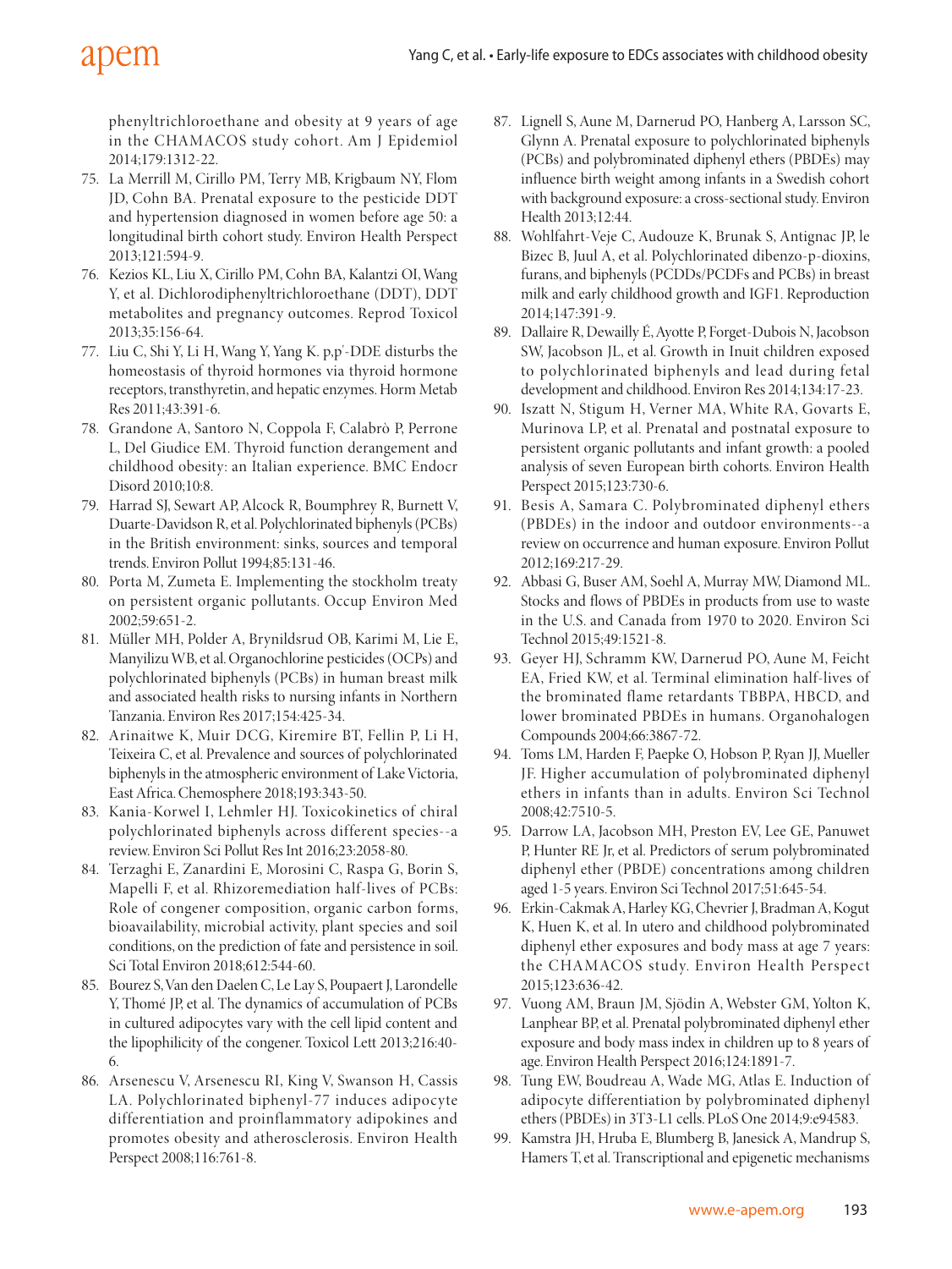phenyltrichloroethane and obesity at 9 years of age in the CHAMACOS study cohort. Am J Epidemiol 2014;179:1312-22.

75. La Merrill M, Cirillo PM, Terry MB, Krigbaum NY, Flom JD, Cohn BA. Prenatal exposure to the pesticide DDT and hypertension diagnosed in women before age 50: a longitudinal birth cohort study. Environ Health Perspect 2013;121:594-9.
76. Kezios KL, Liu X, Cirillo PM, Cohn BA, Kalantzi OI, Wang Y, et al. Dichlorodiphenyltrichloroethane (DDT), DDT metabolites and pregnancy outcomes. Reprod Toxicol 2013;35:156-64.
77. Liu C, Shi Y, Li H, Wang Y, Yang K. p,p'-DDE disturbs the homeostasis of thyroid hormones via thyroid hormone receptors, transthyretin, and hepatic enzymes. Horm Metab Res 2011;43:391-6.
78. Grandone A, Santoro N, Coppola F, Calabrò P, Perrone L, Del Giudice EM. Thyroid function derangement and childhood obesity: an Italian experience. BMC Endocr Disord 2010;10:8.
79. Harrad SJ, Sewart AP, Alcock R, Boumphrey R, Burnett V, Duarte-Davidson R, et al. Polychlorinated biphenyls (PCBs) in the British environment: sinks, sources and temporal trends. Environ Pollut 1994;85:131-46.
80. Porta M, Zumeta E. Implementing the stockholm treaty on persistent organic pollutants. Occup Environ Med 2002;59:651-2.
81. Müller MH, Polder A, Brynildsrud OB, Karimi M, Lie E, Manyilizu WB, et al. Organochlorine pesticides (OCPs) and polychlorinated biphenyls (PCBs) in human breast milk and associated health risks to nursing infants in Northern Tanzania. Environ Res 2017;154:425-34.
82. Arinaitwe K, Muir DCG, Kiremire BT, Fellin P, Li H, Teixeira C, et al. Prevalence and sources of polychlorinated biphenyls in the atmospheric environment of Lake Victoria, East Africa. Chemosphere 2018;193:343-50.
83. Kania-Korwel I, Lehmler HJ. Toxicokinetics of chiral polychlorinated biphenyls across different species--a review. Environ Sci Pollut Res Int 2016;23:2058-80.
84. Terzaghi E, Zanardini E, Morosini C, Raspa G, Borin S, Mapelli F, et al. Rhizoremediation half-lives of PCBs: Role of congener composition, organic carbon forms, bioavailability, microbial activity, plant species and soil conditions, on the prediction of fate and persistence in soil. Sci Total Environ 2018;612:544-60.
85. Bourez S, Van den Daelen C, Le Lay S, Poupaert J, Larondelle Y, Thomé JP, et al. The dynamics of accumulation of PCBs in cultured adipocytes vary with the cell lipid content and the lipophilicity of the congener. Toxicol Lett 2013;216:40-6.
86. Arsenescu V, Arsenescu RI, King V, Swanson H, Cassis LA. Polychlorinated biphenyl-77 induces adipocyte differentiation and proinflammatory adipokines and promotes obesity and atherosclerosis. Environ Health Perspect 2008;116:761-8.
87. Lignell S, Aune M, Darnerud PO, Hanberg A, Larsson SC, Glynn A. Prenatal exposure to polychlorinated biphenyls (PCBs) and polybrominated diphenyl ethers (PBDEs) may influence birth weight among infants in a Swedish cohort with background exposure: a cross-sectional study. Environ Health 2013;12:44.
88. Wohlfahrt-Veje C, Audouze K, Brunak S, Antignac JP, le Bizec B, Juul A, et al. Polychlorinated dibenzo-p-dioxins, furans, and biphenyls (PCDDs/PCDFs and PCBs) in breast milk and early childhood growth and IGF1. Reproduction 2014;147:391-9.
89. Dallaire R, Dewailly É, Ayotte P, Forget-Dubois N, Jacobson SW, Jacobson JL, et al. Growth in Inuit children exposed to polychlorinated biphenyls and lead during fetal development and childhood. Environ Res 2014;134:17-23.
90. Iszatt N, Stigum H, Verner MA, White RA, Govarts E, Murinova LP, et al. Prenatal and postnatal exposure to persistent organic pollutants and infant growth: a pooled analysis of seven European birth cohorts. Environ Health Perspect 2015;123:730-6.
91. Besis A, Samara C. Polybrominated diphenyl ethers (PBDEs) in the indoor and outdoor environments--a review on occurrence and human exposure. Environ Pollut 2012;169:217-29.
92. Abbasi G, Buser AM, Soehl A, Murray MW, Diamond ML. Stocks and flows of PBDEs in products from use to waste in the U.S. and Canada from 1970 to 2020. Environ Sci Technol 2015;49:1521-8.
93. Geyer HJ, Schramm KW, Darnerud PO, Aune M, Feicht EA, Fried KW, et al. Terminal elimination half-lives of the brominated flame retardants TBBPA, HBCD, and lower brominated PBDEs in humans. Organohalogen Compounds 2004;66:3867-72.
94. Toms LM, Harden F, Paepke O, Hobson P, Ryan JJ, Mueller JF. Higher accumulation of polybrominated diphenyl ethers in infants than in adults. Environ Sci Technol 2008;42:7510-5.
95. Darrow LA, Jacobson MH, Preston EV, Lee GE, Panuwet P, Hunter RE Jr, et al. Predictors of serum polybrominated diphenyl ether (PBDE) concentrations among children aged 1-5 years. Environ Sci Technol 2017;51:645-54.
96. Erkin-Cakmak A, Harley KG, Chevrier J, Bradman A, Kogut K, Huen K, et al. In utero and childhood polybrominated diphenyl ether exposures and body mass at age 7 years: the CHAMACOS study. Environ Health Perspect 2015;123:636-42.
97. Vuong AM, Braun JM, Sjödin A, Webster GM, Yolton K, Lanphear BP, et al. Prenatal polybrominated diphenyl ether exposure and body mass index in children up to 8 years of age. Environ Health Perspect 2016;124:1891-7.
98. Tung EW, Boudreau A, Wade MG, Atlas E. Induction of adipocyte differentiation by polybrominated diphenyl ethers (PBDEs) in 3T3-L1 cells. PLoS One 2014;9:e94583.
99. Kamstra JH, Hruba E, Blumberg B, Janesick A, Mandrup S, Hamers T, et al. Transcriptional and epigenetic mechanisms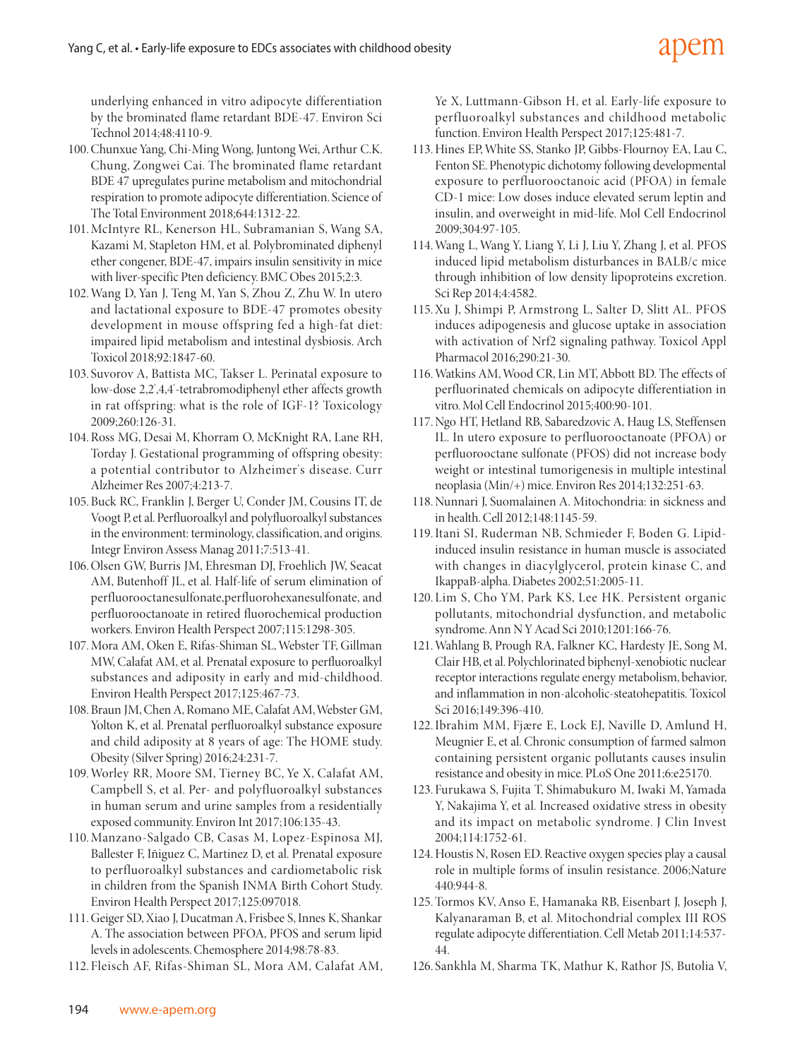underlying enhanced in vitro adipocyte differentiation by the brominated flame retardant BDE-47. Environ Sci Technol 2014;48:4110-9.

100. Chunxue Yang, Chi-Ming Wong, Juntong Wei, Arthur C.K. Chung, Zongwei Cai. The brominated flame retardant BDE 47 upregulates purine metabolism and mitochondrial respiration to promote adipocyte differentiation. Science of The Total Environment 2018;644:1312-22.
101. McIntyre RL, Kenerson HL, Subramanian S, Wang SA, Kazami M, Stapleton HM, et al. Polybrominated diphenyl ether congener, BDE-47, impairs insulin sensitivity in mice with liver-specific Pten deficiency. BMC Obes 2015;2:3.
102. Wang D, Yan J, Teng M, Yan S, Zhou Z, Zhu W. In utero and lactational exposure to BDE-47 promotes obesity development in mouse offspring fed a high-fat diet: impaired lipid metabolism and intestinal dysbiosis. Arch Toxicol 2018;92:1847-60.
103. Suvorov A, Battista MC, Takser L. Perinatal exposure to low-dose 2,2',4,4'-tetrabromodiphenyl ether affects growth in rat offspring: what is the role of IGF-1? Toxicology 2009;260:126-31.
104. Ross MG, Desai M, Khorram O, McKnight RA, Lane RH, Torday J. Gestational programming of offspring obesity: a potential contributor to Alzheimer's disease. Curr Alzheimer Res 2007;4:213-7.
105. Buck RC, Franklin J, Berger U, Conder JM, Cousins IT, de Voogt P, et al. Perfluoroalkyl and polyfluoroalkyl substances in the environment: terminology, classification, and origins. Integr Environ Assess Manag 2011;7:513-41.
106. Olsen GW, Burris JM, Ehresman DJ, Froehlich JW, Seacat AM, Butenhoff JL, et al. Half-life of serum elimination of perfluorooctanesulfonate,perfluorohexanesulfonate, and perfluorooctanoate in retired fluorochemical production workers. Environ Health Perspect 2007;115:1298-305.
107. Mora AM, Oken E, Rifas-Shiman SL, Webster TF, Gillman MW, Calafat AM, et al. Prenatal exposure to perfluoroalkyl substances and adiposity in early and mid-childhood. Environ Health Perspect 2017;125:467-73.
108. Braun JM, Chen A, Romano ME, Calafat AM, Webster GM, Yolton K, et al. Prenatal perfluoroalkyl substance exposure and child adiposity at 8 years of age: The HOME study. Obesity (Silver Spring) 2016;24:231-7.
109. Worley RR, Moore SM, Tierney BC, Ye X, Calafat AM, Campbell S, et al. Per- and polyfluoroalkyl substances in human serum and urine samples from a residentially exposed community. Environ Int 2017;106:135-43.
110. Manzano-Salgado CB, Casas M, Lopez-Espinosa MJ, Ballester F, Iñiguez C, Martinez D, et al. Prenatal exposure to perfluoroalkyl substances and cardiometabolic risk in children from the Spanish INMA Birth Cohort Study. Environ Health Perspect 2017;125:097018.
111. Geiger SD, Xiao J, Ducatman A, Frisbee S, Innes K, Shankar A. The association between PFOA, PFOS and serum lipid levels in adolescents. Chemosphere 2014;98:78-83.
112. Fleisch AF, Rifas-Shiman SL, Mora AM, Calafat AM, Ye X, Luttmann-Gibson H, et al. Early-life exposure to perfluoroalkyl substances and childhood metabolic function. Environ Health Perspect 2017;125:481-7.
113. Hines EP, White SS, Stanko JP, Gibbs-Flournoy EA, Lau C, Fenton SE. Phenotypic dichotomy following developmental exposure to perfluorooctanoic acid (PFOA) in female CD-1 mice: Low doses induce elevated serum leptin and insulin, and overweight in mid-life. Mol Cell Endocrinol 2009;304:97-105.
114. Wang L, Wang Y, Liang Y, Li J, Liu Y, Zhang J, et al. PFOS induced lipid metabolism disturbances in BALB/c mice through inhibition of low density lipoproteins excretion. Sci Rep 2014;4:4582.
115. Xu J, Shimpi P, Armstrong L, Salter D, Slitt AL. PFOS induces adipogenesis and glucose uptake in association with activation of Nrf2 signaling pathway. Toxicol Appl Pharmacol 2016;290:21-30.
116. Watkins AM, Wood CR, Lin MT, Abbott BD. The effects of perfluorinated chemicals on adipocyte differentiation in vitro. Mol Cell Endocrinol 2015;400:90-101.
117. Ngo HT, Hetland RB, Sabaredzovic A, Haug LS, Steffensen IL. In utero exposure to perfluorooctanoate (PFOA) or perfluorooctane sulfonate (PFOS) did not increase body weight or intestinal tumorigenesis in multiple intestinal neoplasia (Min/+) mice. Environ Res 2014;132:251-63.
118. Nunnari J, Suomalainen A. Mitochondria: in sickness and in health. Cell 2012;148:1145-59.
119. Itani SI, Ruderman NB, Schmieder F, Boden G. Lipid-induced insulin resistance in human muscle is associated with changes in diacylglycerol, protein kinase C, and IkappaB-alpha. Diabetes 2002;51:2005-11.
120. Lim S, Cho YM, Park KS, Lee HK. Persistent organic pollutants, mitochondrial dysfunction, and metabolic syndrome. Ann N Y Acad Sci 2010;1201:166-76.
121. Wahlang B, Prough RA, Falkner KC, Hardesty JE, Song M, Clair HB, et al. Polychlorinated biphenyl-xenobiotic nuclear receptor interactions regulate energy metabolism, behavior, and inflammation in non-alcoholic-steatohepatitis. Toxicol Sci 2016;149:396-410.
122. Ibrahim MM, Fjære E, Lock EJ, Naville D, Amlund H, Meugnier E, et al. Chronic consumption of farmed salmon containing persistent organic pollutants causes insulin resistance and obesity in mice. PLoS One 2011;6:e25170.
123. Furukawa S, Fujita T, Shimabukuro M, Iwaki M, Yamada Y, Nakajima Y, et al. Increased oxidative stress in obesity and its impact on metabolic syndrome. J Clin Invest 2004;114:1752-61.
124. Houstis N, Rosen ED. Reactive oxygen species play a causal role in multiple forms of insulin resistance. 2006;Nature 440:944-8.
125. Tormos KV, Anso E, Hamanaka RB, Eisenbart J, Joseph J, Kalyanaraman B, et al. Mitochondrial complex III ROS regulate adipocyte differentiation. Cell Metab 2011;14:537-44.
126. Sankhla M, Sharma TK, Mathur K, Rathor JS, Butolia V,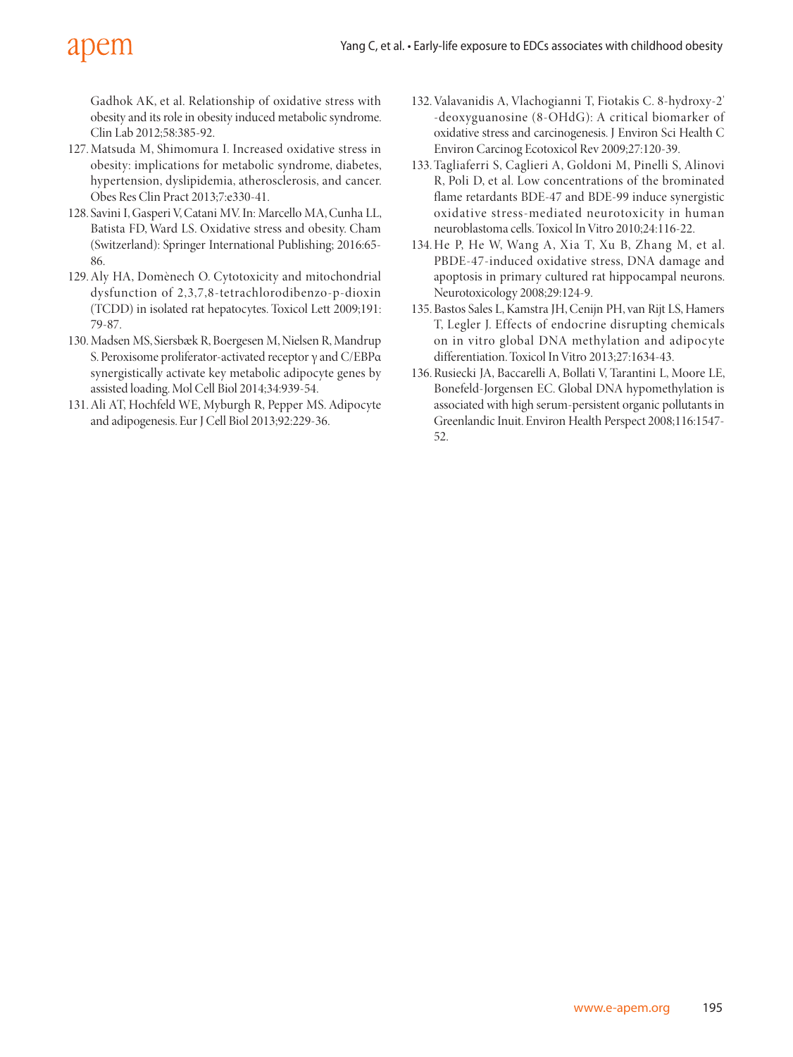Gadhok AK, et al. Relationship of oxidative stress with obesity and its role in obesity induced metabolic syndrome. Clin Lab 2012;58:385-92.

127. Matsuda M, Shimomura I. Increased oxidative stress in obesity: implications for metabolic syndrome, diabetes, hypertension, dyslipidemia, atherosclerosis, and cancer. Obes Res Clin Pract 2013;7:e330-41.
128. Savini I, Gasperi V, Catani MV. In: Marcello MA, Cunha LL, Batista FD, Ward LS. Oxidative stress and obesity. Cham (Switzerland): Springer International Publishing; 2016:65-86.
129. Aly HA, Domènech O. Cytotoxicity and mitochondrial dysfunction of 2,3,7,8-tetrachlorodibenzo-p-dioxin (TCDD) in isolated rat hepatocytes. Toxicol Lett 2009;191:79-87.
130. Madsen MS, Siersbæk R, Boergesen M, Nielsen R, Mandrup S. Peroxisome proliferator-activated receptor γ and C/EBPα synergistically activate key metabolic adipocyte genes by assisted loading. Mol Cell Biol 2014;34:939-54.
131. Ali AT, Hochfeld WE, Myburgh R, Pepper MS. Adipocyte and adipogenesis. Eur J Cell Biol 2013;92:229-36.
132. Valavanidis A, Vlachogianni T, Fiotakis C. 8-hydroxy-2' -deoxyguanosine (8-OHdG): A critical biomarker of oxidative stress and carcinogenesis. J Environ Sci Health C Environ Carcinog Ecotoxicol Rev 2009;27:120-39.
133. Tagliaferri S, Caglieri A, Goldoni M, Pinelli S, Alinovi R, Poli D, et al. Low concentrations of the brominated flame retardants BDE-47 and BDE-99 induce synergistic oxidative stress-mediated neurotoxicity in human neuroblastoma cells. Toxicol In Vitro 2010;24:116-22.
134. He P, He W, Wang A, Xia T, Xu B, Zhang M, et al. PBDE-47-induced oxidative stress, DNA damage and apoptosis in primary cultured rat hippocampal neurons. Neurotoxicology 2008;29:124-9.
135. Bastos Sales L, Kamstra JH, Cenijn PH, van Rijt LS, Hamers T, Legler J. Effects of endocrine disrupting chemicals on in vitro global DNA methylation and adipocyte differentiation. Toxicol In Vitro 2013;27:1634-43.
136. Rusiecki JA, Baccarelli A, Bollati V, Tarantini L, Moore LE, Bonefeld-Jorgensen EC. Global DNA hypomethylation is associated with high serum-persistent organic pollutants in Greenlandic Inuit. Environ Health Perspect 2008;116:1547-52.